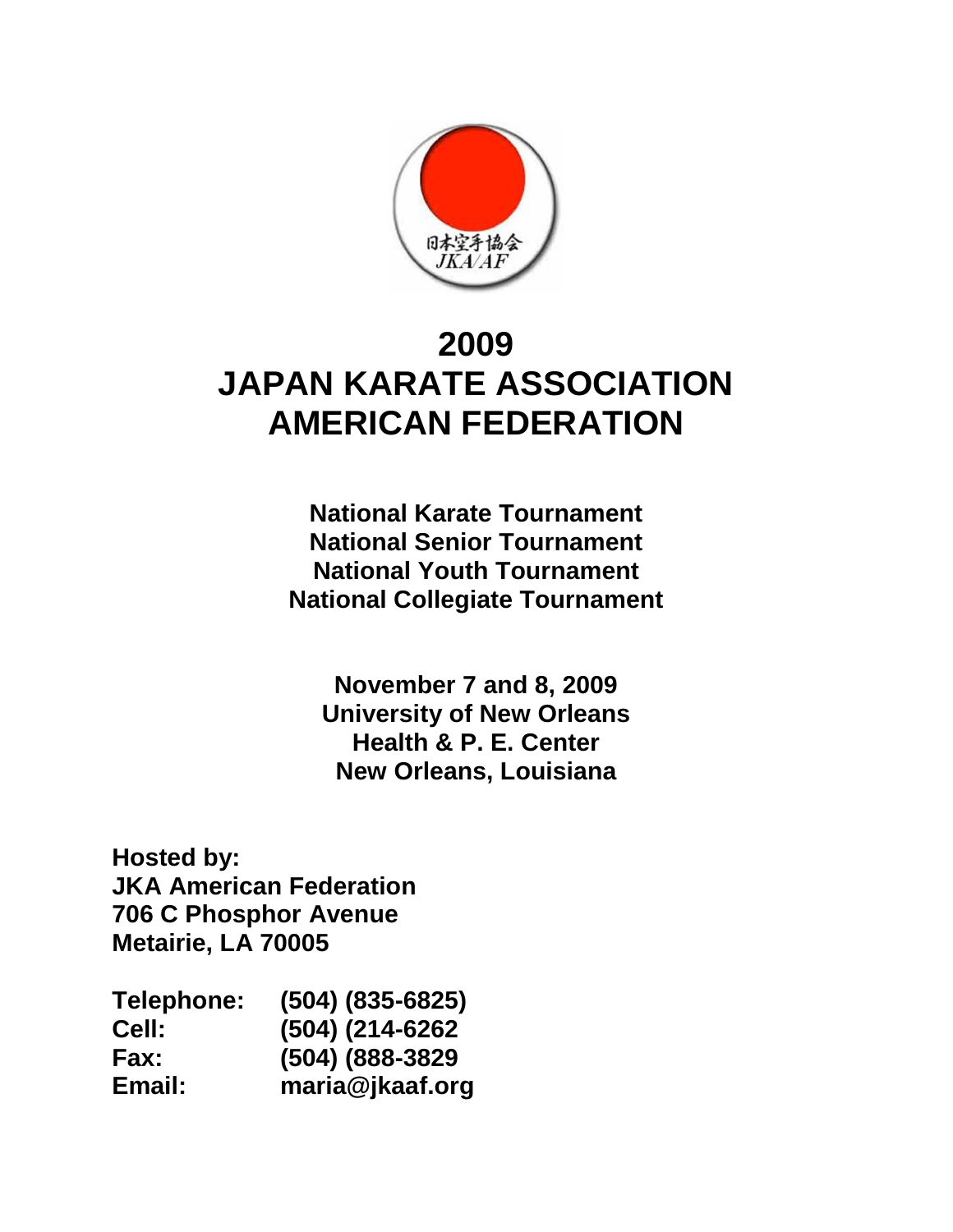# 2009 JAPAN KARATE ASSOCIATION AMERICAN FEDERATION

**National Karate Tournament**
**National Senior Tournament**
**National Youth Tournament**
**National Collegiate Tournament**

**November 7 and 8, 2009**
**University of New Orleans**
**Health & P. E. Center**
**New Orleans, Louisiana**

**Hosted by:**
**JKA American Federation**
**706 C Phosphor Avenue**
**Metairie, LA 70005**

| | |
|---|---|
| **Telephone:** | **(504) (835-6825)** |
| **Cell:** | **(504) (214-6262** |
| **Fax:** | **(504) (888-3829** |
| **Email:** | **maria@jkaaf.org** |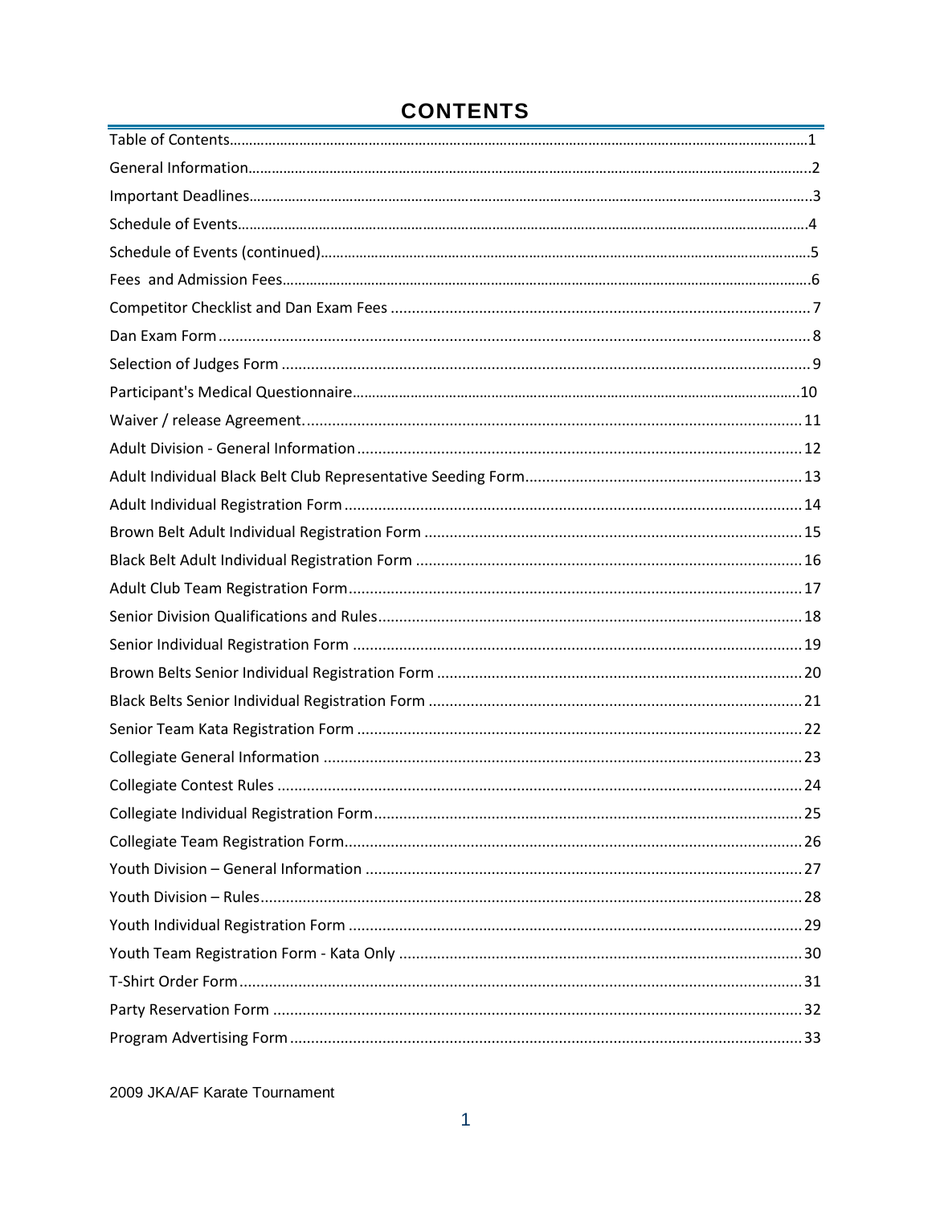# CONTENTS

| | |
|---|---|
| Table of Contents | 1 |
| General Information | 2 |
| Important Deadlines | 3 |
| Schedule of Events | 4 |
| Schedule of Events (continued) | 5 |
| Fees and Admission Fees | 6 |
| Competitor Checklist and Dan Exam Fees | 7 |
| Dan Exam Form | 8 |
| Selection of Judges Form | 9 |
| Participant's Medical Questionnaire | 10 |
| Waiver / release Agreement. | 11 |
| Adult Division - General Information | 12 |
| Adult Individual Black Belt Club Representative Seeding Form | 13 |
| Adult Individual Registration Form | 14 |
| Brown Belt Adult Individual Registration Form | 15 |
| Black Belt Adult Individual Registration Form | 16 |
| Adult Club Team Registration Form | 17 |
| Senior Division Qualifications and Rules | 18 |
| Senior Individual Registration Form | 19 |
| Brown Belts Senior Individual Registration Form | 20 |
| Black Belts Senior Individual Registration Form | 21 |
| Senior Team Kata Registration Form | 22 |
| Collegiate General Information | 23 |
| Collegiate Contest Rules | 24 |
| Collegiate Individual Registration Form | 25 |
| Collegiate Team Registration Form | 26 |
| Youth Division – General Information | 27 |
| Youth Division – Rules | 28 |
| Youth Individual Registration Form | 29 |
| Youth Team Registration Form - Kata Only | 30 |
| T-Shirt Order Form | 31 |
| Party Reservation Form | 32 |
| Program Advertising Form | 33 |

2009 JKA/AF Karate Tournament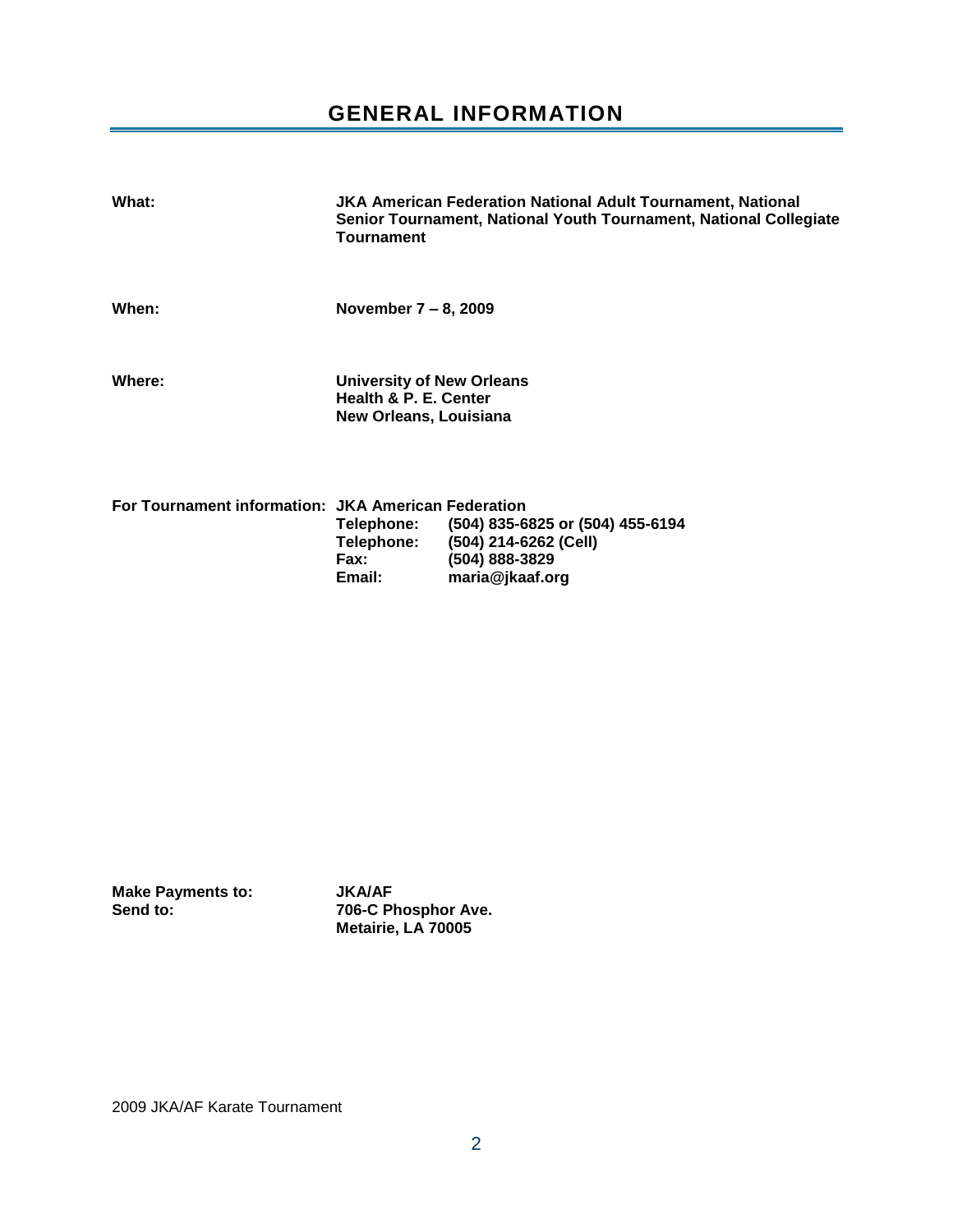# GENERAL INFORMATION

**What:** **JKA American Federation National Adult Tournament, National Senior Tournament, National Youth Tournament, National Collegiate Tournament**

**When:** **November 7 – 8, 2009**

**Where:** **University of New Orleans**
**Health & P. E. Center**
**New Orleans, Louisiana**

**For Tournament information:** **JKA American Federation**

| | |
|---|---|
| **Telephone:** | **(504) 835-6825 or (504) 455-6194** |
| **Telephone:** | **(504) 214-6262 (Cell)** |
| **Fax:** | **(504) 888-3829** |
| **Email:** | **maria@jkaaf.org** |

**Make Payments to:** **JKA/AF**
**Send to:** **706-C Phosphor Ave.**
**Metairie, LA 70005**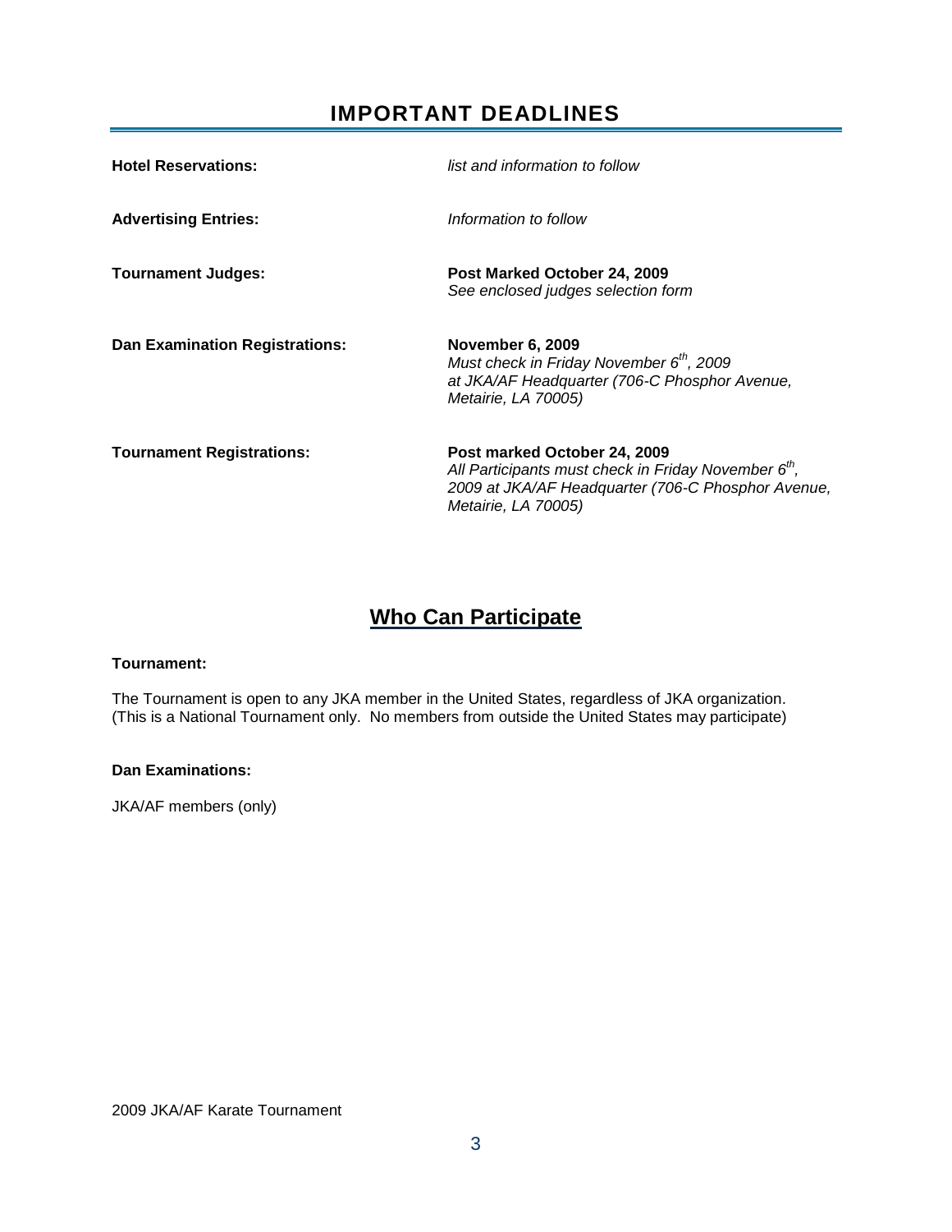## IMPORTANT DEADLINES

| | |
|---|---|
| **Hotel Reservations:** | *list and information to follow* |
| **Advertising Entries:** | *Information to follow* |
| **Tournament Judges:** | **Post Marked October 24, 2009**<br>*See enclosed judges selection form* |
| **Dan Examination Registrations:** | **November 6, 2009**<br>*Must check in Friday November 6th, 2009 at JKA/AF Headquarter (706-C Phosphor Avenue, Metairie, LA 70005)* |
| **Tournament Registrations:** | **Post marked October 24, 2009**<br>*All Participants must check in Friday November 6th, 2009 at JKA/AF Headquarter (706-C Phosphor Avenue, Metairie, LA 70005)* |

## Who Can Participate

**Tournament:**

The Tournament is open to any JKA member in the United States, regardless of JKA organization. (This is a National Tournament only. No members from outside the United States may participate)

**Dan Examinations:**

JKA/AF members (only)

2009 JKA/AF Karate Tournament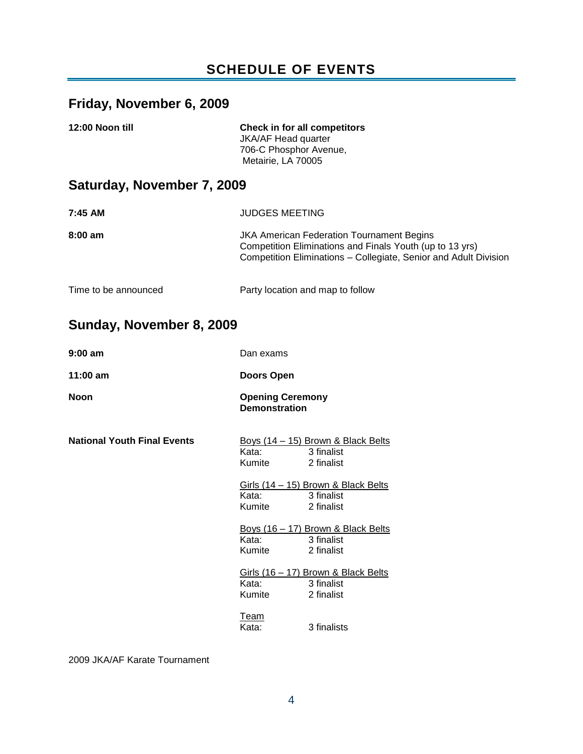# SCHEDULE OF EVENTS

## Friday, November 6, 2009

| | |
|---|---|
| **12:00 Noon till** | **Check in for all competitors**<br>JKA/AF Head quarter<br>706-C Phosphor Avenue,<br>Metairie, LA 70005 |

## Saturday, November 7, 2009

| | |
|---|---|
| **7:45 AM** | JUDGES MEETING |
| **8:00 am** | JKA American Federation Tournament Begins<br>Competition Eliminations and Finals Youth (up to 13 yrs)<br>Competition Eliminations – Collegiate, Senior and Adult Division |
| Time to be announced | Party location and map to follow |

## Sunday, November 8, 2009

| | |
|---|---|
| **9:00 am** | Dan exams |
| **11:00 am** | **Doors Open** |
| **Noon** | **Opening Ceremony**<br>**Demonstration** |

**National Youth Final Events**

Boys (14 – 15) Brown & Black Belts

| | |
|---|---|
| Kata: | 3 finalist |
| Kumite | 2 finalist |

Girls (14 – 15) Brown & Black Belts

| | |
|---|---|
| Kata: | 3 finalist |
| Kumite | 2 finalist |

Boys (16 – 17) Brown & Black Belts

| | |
|---|---|
| Kata: | 3 finalist |
| Kumite | 2 finalist |

Girls (16 – 17) Brown & Black Belts

| | |
|---|---|
| Kata: | 3 finalist |
| Kumite | 2 finalist |

Team

| | |
|---|---|
| Kata: | 3 finalists |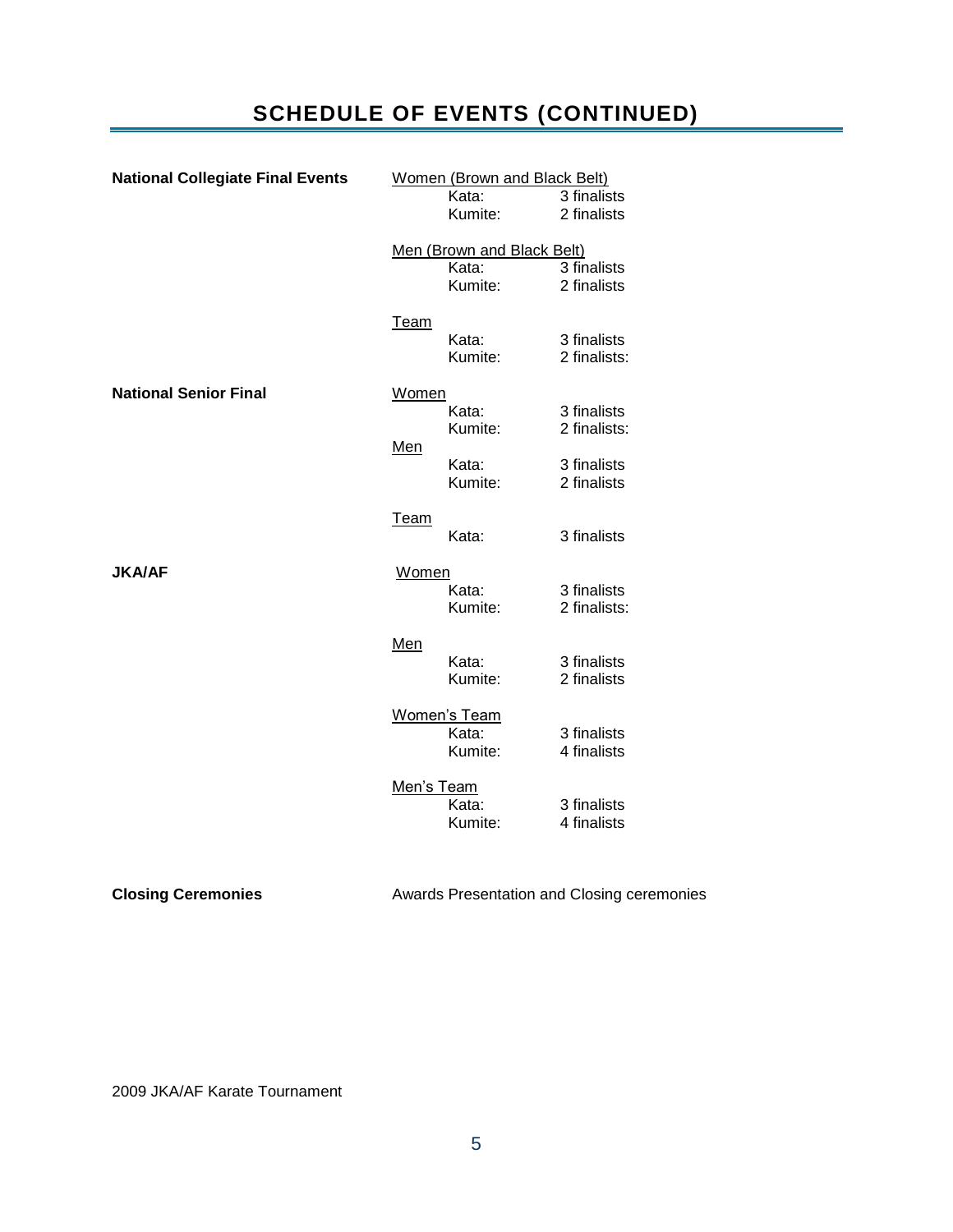# SCHEDULE OF EVENTS (CONTINUED)

**National Collegiate Final Events**

Women (Brown and Black Belt)
- Kata: 3 finalists
- Kumite: 2 finalists

Men (Brown and Black Belt)
- Kata: 3 finalists
- Kumite: 2 finalists

Team
- Kata: 3 finalists
- Kumite: 2 finalists:

**National Senior Final**

Women
- Kata: 3 finalists
- Kumite: 2 finalists:

Men
- Kata: 3 finalists
- Kumite: 2 finalists

Team
- Kata: 3 finalists

**JKA/AF**

Women
- Kata: 3 finalists
- Kumite: 2 finalists:

Men
- Kata: 3 finalists
- Kumite: 2 finalists

Women's Team
- Kata: 3 finalists
- Kumite: 4 finalists

Men's Team
- Kata: 3 finalists
- Kumite: 4 finalists

**Closing Ceremonies**

Awards Presentation and Closing ceremonies

2009 JKA/AF Karate Tournament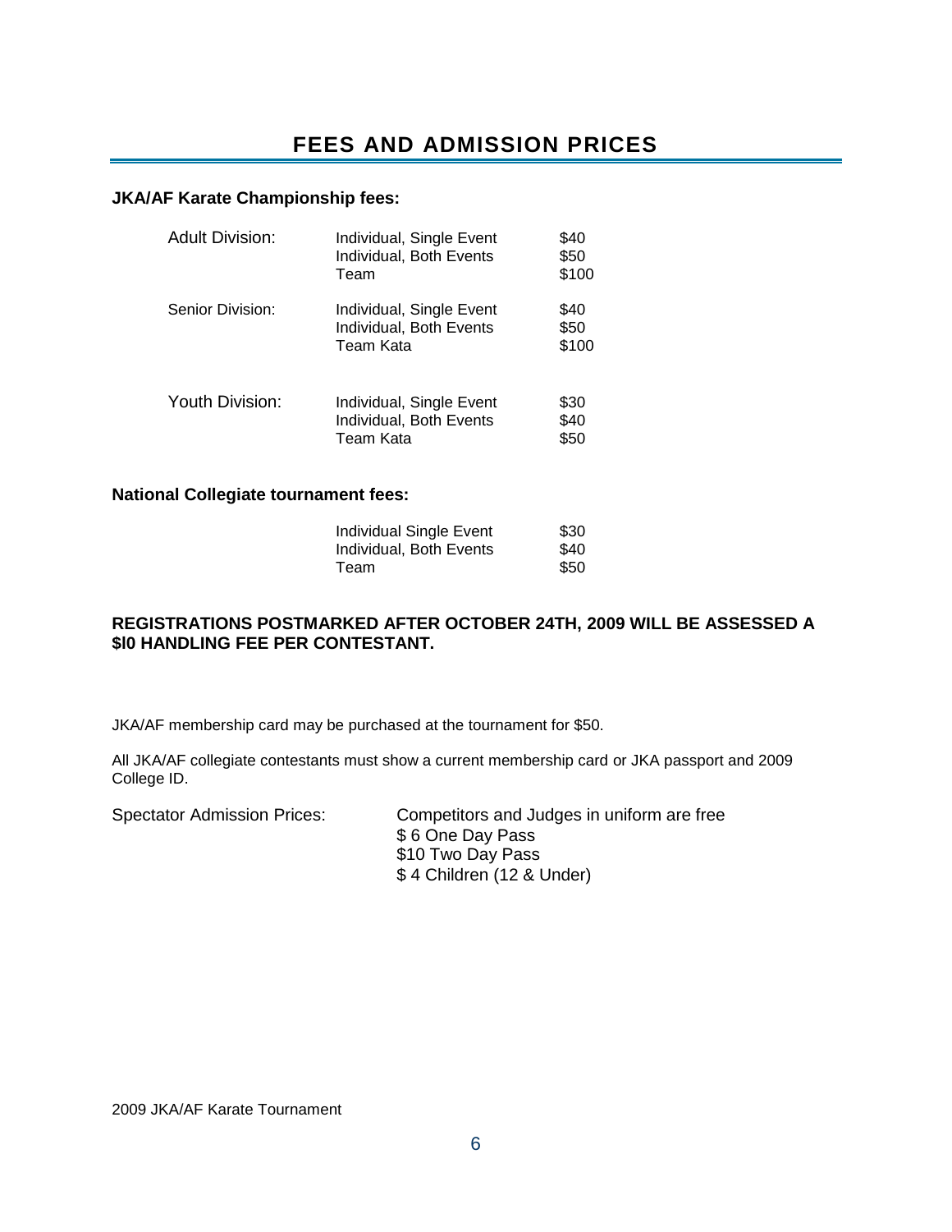# FEES AND ADMISSION PRICES

**JKA/AF Karate Championship fees:**

| | | |
|---|---|---|
| Adult Division: | Individual, Single Event | $40 |
| | Individual, Both Events | $50 |
| | Team | $100 |
| Senior Division: | Individual, Single Event | $40 |
| | Individual, Both Events | $50 |
| | Team Kata | $100 |
| Youth Division: | Individual, Single Event | $30 |
| | Individual, Both Events | $40 |
| | Team Kata | $50 |

**National Collegiate tournament fees:**

| | |
|---|---|
| Individual Single Event | $30 |
| Individual, Both Events | $40 |
| Team | $50 |

**REGISTRATIONS POSTMARKED AFTER OCTOBER 24TH, 2009 WILL BE ASSESSED A $l0 HANDLING FEE PER CONTESTANT.**

JKA/AF membership card may be purchased at the tournament for $50.

All JKA/AF collegiate contestants must show a current membership card or JKA passport and 2009 College ID.

Spectator Admission Prices:

- Competitors and Judges in uniform are free
- $ 6 One Day Pass
- $10 Two Day Pass
- $ 4 Children (12 & Under)

2009 JKA/AF Karate Tournament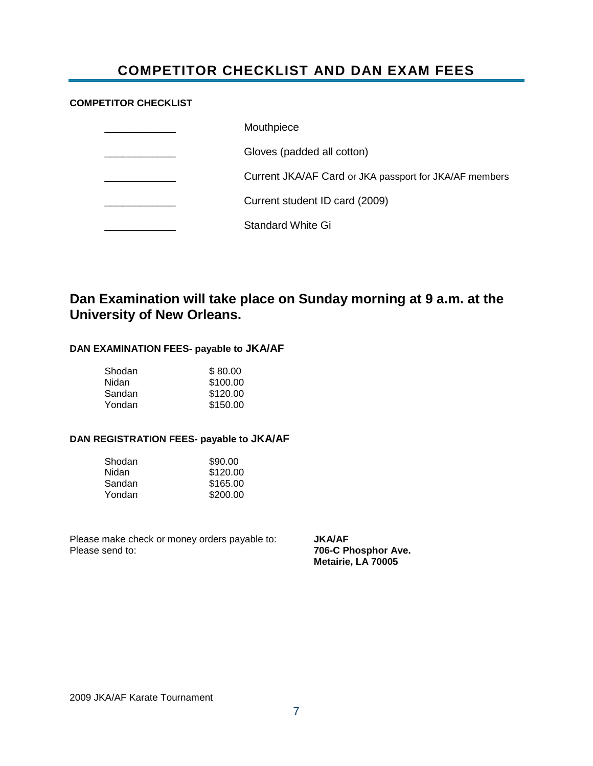# COMPETITOR CHECKLIST AND DAN EXAM FEES

**COMPETITOR CHECKLIST**

| | |
|---|---|
| ____________ | Mouthpiece |
| ____________ | Gloves (padded all cotton) |
| ____________ | Current JKA/AF Card or JKA passport for JKA/AF members |
| ____________ | Current student ID card (2009) |
| ____________ | Standard White Gi |

## Dan Examination will take place on Sunday morning at 9 a.m. at the University of New Orleans.

**DAN EXAMINATION FEES- payable to JKA/AF**

| | |
|---|---|
| Shodan | $ 80.00 |
| Nidan | $100.00 |
| Sandan | $120.00 |
| Yondan | $150.00 |

**DAN REGISTRATION FEES- payable to JKA/AF**

| | |
|---|---|
| Shodan | $90.00 |
| Nidan | $120.00 |
| Sandan | $165.00 |
| Yondan | $200.00 |

Please make check or money orders payable to: **JKA/AF**

Please send to: **706-C Phosphor Ave.**
**Metairie, LA 70005**

2009 JKA/AF Karate Tournament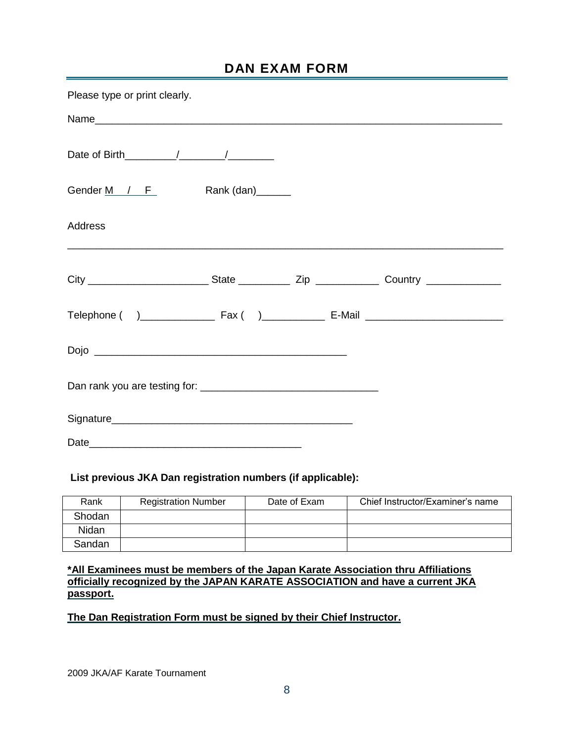# DAN EXAM FORM

Please type or print clearly.

Name___________________________________________________________________

Date of Birth_________/________/________

Gender M / F Rank (dan)______

Address

_______________________________________________________________________

City ____________________ State _________ Zip ___________ Country ____________

Telephone ( )_____________ Fax ( )___________ E-Mail ______________________

Dojo ____________________________________________

Dan rank you are testing for: ______________________________

Signature__________________________________________

Date____________________________________

**List previous JKA Dan registration numbers (if applicable):**

| Rank | Registration Number | Date of Exam | Chief Instructor/Examiner's name |
|---|---|---|---|
| Shodan | | | |
| Nidan | | | |
| Sandan | | | |

**\*All Examinees must be members of the Japan Karate Association thru Affiliations officially recognized by the JAPAN KARATE ASSOCIATION and have a current JKA passport.**

**The Dan Registration Form must be signed by their Chief Instructor.**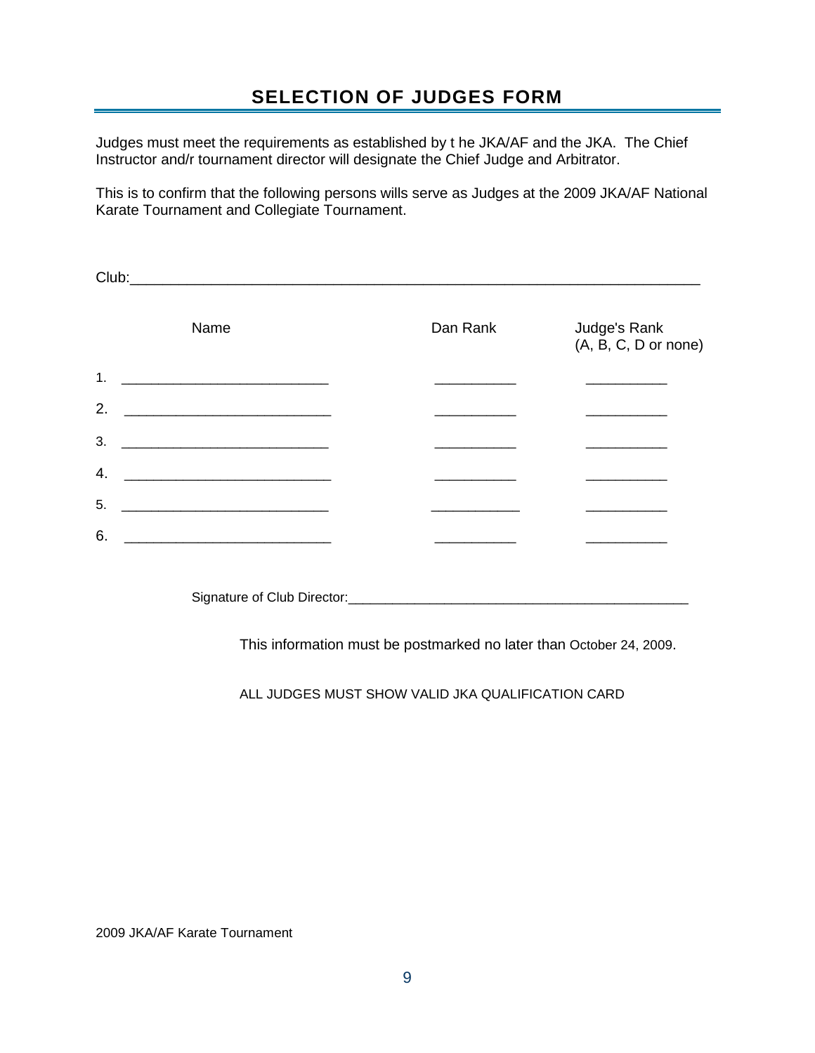# SELECTION OF JUDGES FORM

Judges must meet the requirements as established by t he JKA/AF and the JKA. The Chief Instructor and/r tournament director will designate the Chief Judge and Arbitrator.

This is to confirm that the following persons wills serve as Judges at the 2009 JKA/AF National Karate Tournament and Collegiate Tournament.

Club:______________________________________________________________________

| | Name | Dan Rank | Judge's Rank (A, B, C, D or none) |
|---|---|---|---|
| 1. | ___________________________ | __________ | __________ |
| 2. | ___________________________ | __________ | __________ |
| 3. | ___________________________ | __________ | __________ |
| 4. | ___________________________ | __________ | __________ |
| 5. | ___________________________ | __________ | __________ |
| 6. | ___________________________ | __________ | __________ |

Signature of Club Director:_______________________________________________

This information must be postmarked no later than October 24, 2009.

ALL JUDGES MUST SHOW VALID JKA QUALIFICATION CARD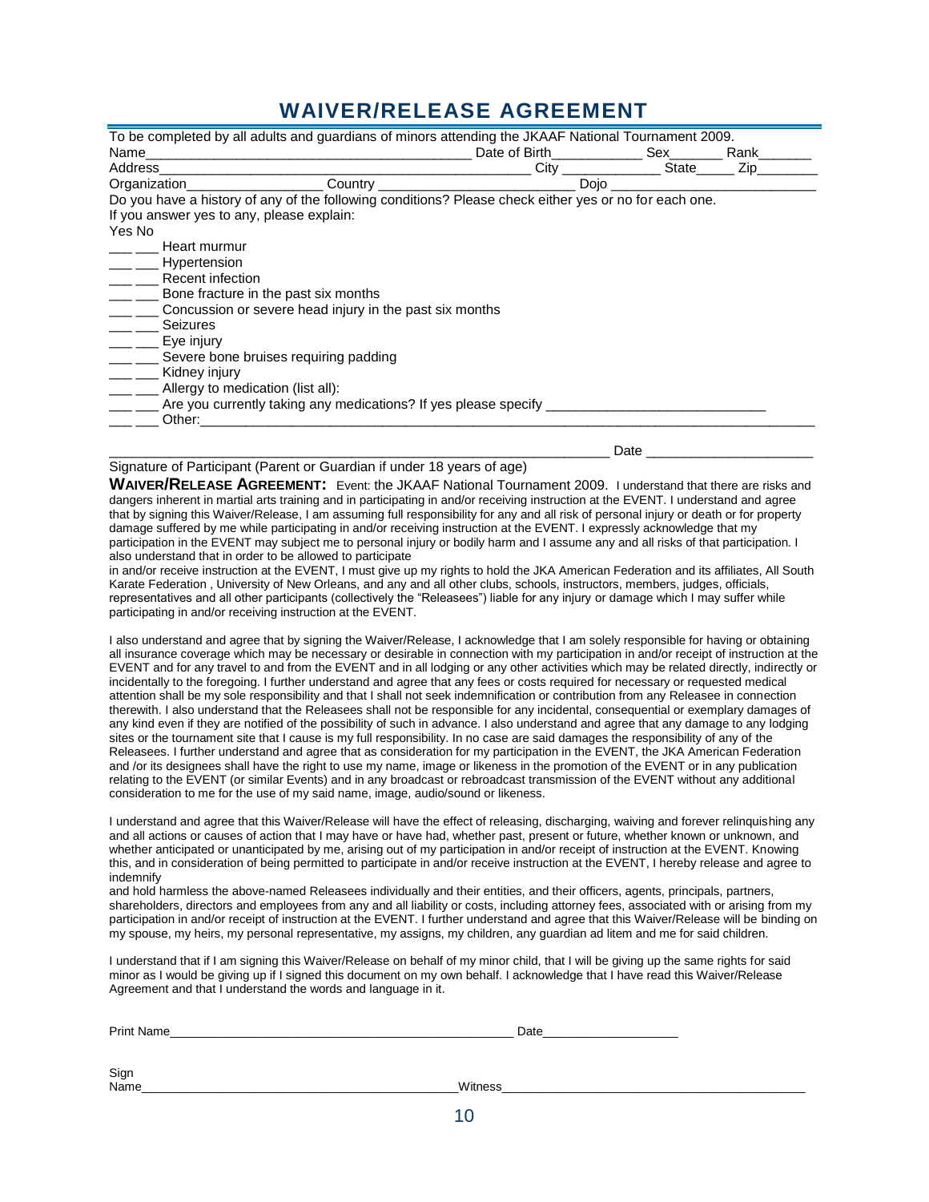# WAIVER/RELEASE AGREEMENT

To be completed by all adults and guardians of minors attending the JKAAF National Tournament 2009.

Name_____________________________________________ Date of Birth____________ Sex_______ Rank_______

Address___________________________________________________ City _____________ State_____ Zip________

Organization__________________ Country _________________________ Dojo ___________________________

Do you have a history of any of the following conditions? Please check either yes or no for each one.

If you answer yes to any, please explain:

Yes No

___ ___ Heart murmur
___ ___ Hypertension
___ ___ Recent infection
___ ___ Bone fracture in the past six months
___ ___ Concussion or severe head injury in the past six months
___ ___ Seizures
___ ___ Eye injury
___ ___ Severe bone bruises requiring padding
___ ___ Kidney injury
___ ___ Allergy to medication (list all):
___ ___ Are you currently taking any medications? If yes please specify ____________________________
___ ___ Other:_______________________________________________________________________________

_________________________________________________________________ Date ______________________

Signature of Participant (Parent or Guardian if under 18 years of age)

**WAIVER/RELEASE AGREEMENT:** Event: the JKAAF National Tournament 2009. I understand that there are risks and dangers inherent in martial arts training and in participating in and/or receiving instruction at the EVENT. I understand and agree that by signing this Waiver/Release, I am assuming full responsibility for any and all risk of personal injury or death or for property damage suffered by me while participating in and/or receiving instruction at the EVENT. I expressly acknowledge that my participation in the EVENT may subject me to personal injury or bodily harm and I assume any and all risks of that participation. I also understand that in order to be allowed to participate in and/or receive instruction at the EVENT, I must give up my rights to hold the JKA American Federation and its affiliates, All South Karate Federation , University of New Orleans, and any and all other clubs, schools, instructors, members, judges, officials, representatives and all other participants (collectively the "Releasees") liable for any injury or damage which I may suffer while participating in and/or receiving instruction at the EVENT.

I also understand and agree that by signing the Waiver/Release, I acknowledge that I am solely responsible for having or obtaining all insurance coverage which may be necessary or desirable in connection with my participation in and/or receipt of instruction at the EVENT and for any travel to and from the EVENT and in all lodging or any other activities which may be related directly, indirectly or incidentally to the foregoing. I further understand and agree that any fees or costs required for necessary or requested medical attention shall be my sole responsibility and that I shall not seek indemnification or contribution from any Releasee in connection therewith. I also understand that the Releasees shall not be responsible for any incidental, consequential or exemplary damages of any kind even if they are notified of the possibility of such in advance. I also understand and agree that any damage to any lodging sites or the tournament site that I cause is my full responsibility. In no case are said damages the responsibility of any of the Releasees. I further understand and agree that as consideration for my participation in the EVENT, the JKA American Federation and /or its designees shall have the right to use my name, image or likeness in the promotion of the EVENT or in any publication relating to the EVENT (or similar Events) and in any broadcast or rebroadcast transmission of the EVENT without any additional consideration to me for the use of my said name, image, audio/sound or likeness.

I understand and agree that this Waiver/Release will have the effect of releasing, discharging, waiving and forever relinquishing any and all actions or causes of action that I may have or have had, whether past, present or future, whether known or unknown, and whether anticipated or unanticipated by me, arising out of my participation in and/or receipt of instruction at the EVENT. Knowing this, and in consideration of being permitted to participate in and/or receive instruction at the EVENT, I hereby release and agree to indemnify and hold harmless the above-named Releasees individually and their entities, and their officers, agents, principals, partners, shareholders, directors and employees from any and all liability or costs, including attorney fees, associated with or arising from my participation in and/or receipt of instruction at the EVENT. I further understand and agree that this Waiver/Release will be binding on my spouse, my heirs, my personal representative, my assigns, my children, any guardian ad litem and me for said children.

I understand that if I am signing this Waiver/Release on behalf of my minor child, that I will be giving up the same rights for said minor as I would be giving up if I signed this document on my own behalf. I acknowledge that I have read this Waiver/Release Agreement and that I understand the words and language in it.

Print Name____________________________________________________ Date____________________

Sign Name______________________________________________Witness_____________________________________________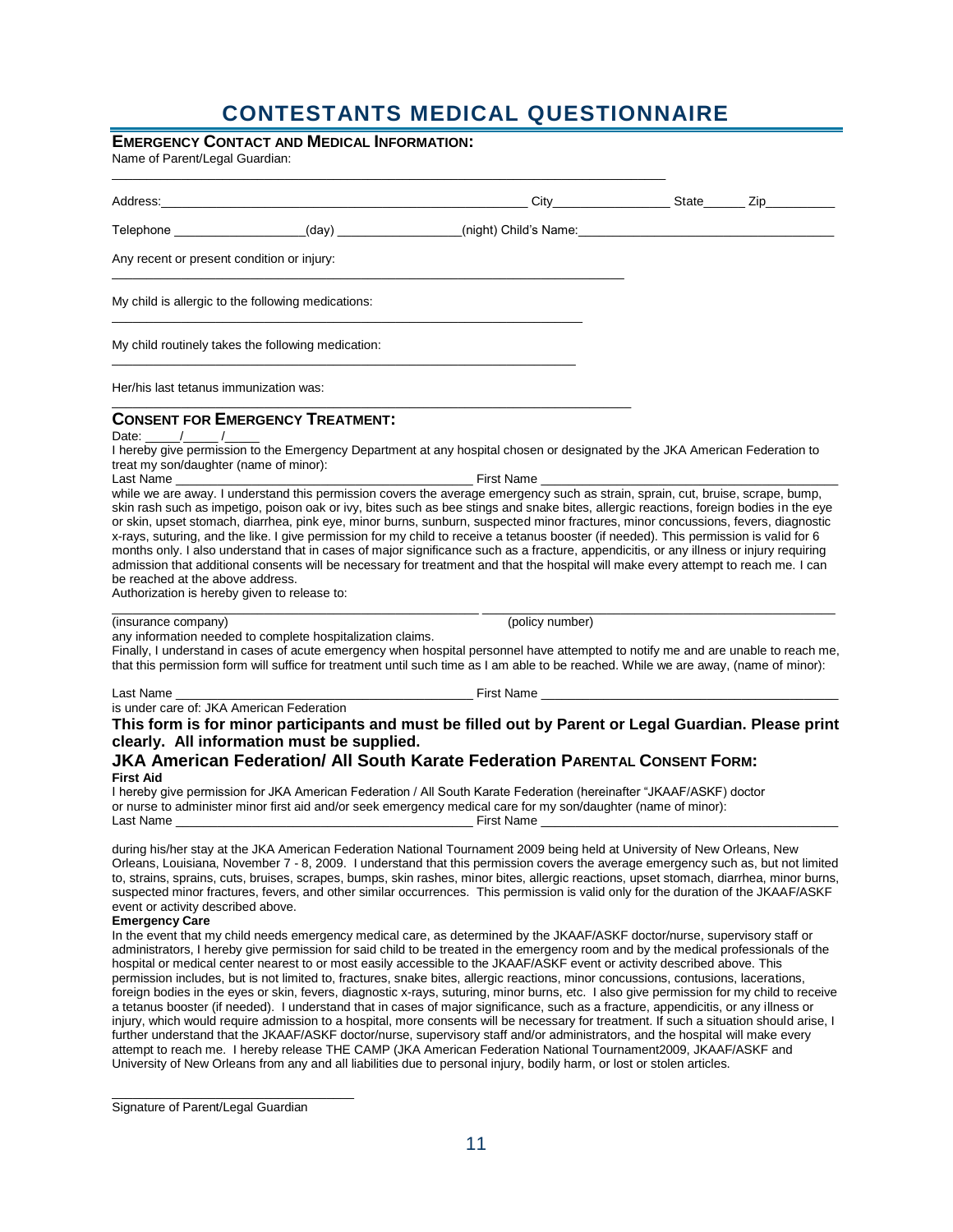# CONTESTANTS MEDICAL QUESTIONNAIRE

## EMERGENCY CONTACT AND MEDICAL INFORMATION:

Name of Parent/Legal Guardian:

______________________________________________________________________________

Address:______________________________________________ City________________ State______ Zip__________

Telephone __________________(day) _________________(night) Child's Name:____________________________________

Any recent or present condition or injury:

______________________________________________________________________________

My child is allergic to the following medications:

______________________________________________________________________________

My child routinely takes the following medication:

______________________________________________________________________________

Her/his last tetanus immunization was:

______________________________________________________________________________

## CONSENT FOR EMERGENCY TREATMENT:

Date: _____/_____ /_____

I hereby give permission to the Emergency Department at any hospital chosen or designated by the JKA American Federation to treat my son/daughter (name of minor):

Last Name ________________________________________ First Name ________________________________________

while we are away. I understand this permission covers the average emergency such as strain, sprain, cut, bruise, scrape, bump, skin rash such as impetigo, poison oak or ivy, bites such as bee stings and snake bites, allergic reactions, foreign bodies in the eye or skin, upset stomach, diarrhea, pink eye, minor burns, sunburn, suspected minor fractures, minor concussions, fevers, diagnostic x-rays, suturing, and the like. I give permission for my child to receive a tetanus booster (if needed). This permission is valid for 6 months only. I also understand that in cases of major significance such as a fracture, appendicitis, or any illness or injury requiring admission that additional consents will be necessary for treatment and that the hospital will make every attempt to reach me. I can be reached at the above address.

Authorization is hereby given to release to:

________________________________________ ________________________________________

(insurance company) (policy number)

any information needed to complete hospitalization claims.

Finally, I understand in cases of acute emergency when hospital personnel have attempted to notify me and are unable to reach me, that this permission form will suffice for treatment until such time as I am able to be reached. While we are away, (name of minor):

Last Name ________________________________________ First Name ________________________________________

is under care of: JKA American Federation

**This form is for minor participants and must be filled out by Parent or Legal Guardian. Please print clearly. All information must be supplied.**

## JKA American Federation/ All South Karate Federation PARENTAL CONSENT FORM:

**First Aid**

I hereby give permission for JKA American Federation / All South Karate Federation (hereinafter "JKAAF/ASKF) doctor or nurse to administer minor first aid and/or seek emergency medical care for my son/daughter (name of minor):

Last Name ________________________________________ First Name ________________________________________

during his/her stay at the JKA American Federation National Tournament 2009 being held at University of New Orleans, New Orleans, Louisiana, November 7 - 8, 2009. I understand that this permission covers the average emergency such as, but not limited to, strains, sprains, cuts, bruises, scrapes, bumps, skin rashes, minor bites, allergic reactions, upset stomach, diarrhea, minor burns, suspected minor fractures, fevers, and other similar occurrences. This permission is valid only for the duration of the JKAAF/ASKF event or activity described above.

**Emergency Care**

In the event that my child needs emergency medical care, as determined by the JKAAF/ASKF doctor/nurse, supervisory staff or administrators, I hereby give permission for said child to be treated in the emergency room and by the medical professionals of the hospital or medical center nearest to or most easily accessible to the JKAAF/ASKF event or activity described above. This permission includes, but is not limited to, fractures, snake bites, allergic reactions, minor concussions, contusions, lacerations, foreign bodies in the eyes or skin, fevers, diagnostic x-rays, suturing, minor burns, etc. I also give permission for my child to receive a tetanus booster (if needed). I understand that in cases of major significance, such as a fracture, appendicitis, or any illness or injury, which would require admission to a hospital, more consents will be necessary for treatment. If such a situation should arise, I further understand that the JKAAF/ASKF doctor/nurse, supervisory staff and/or administrators, and the hospital will make every attempt to reach me. I hereby release THE CAMP (JKA American Federation National Tournament2009, JKAAF/ASKF and University of New Orleans from any and all liabilities due to personal injury, bodily harm, or lost or stolen articles.

________________________________

Signature of Parent/Legal Guardian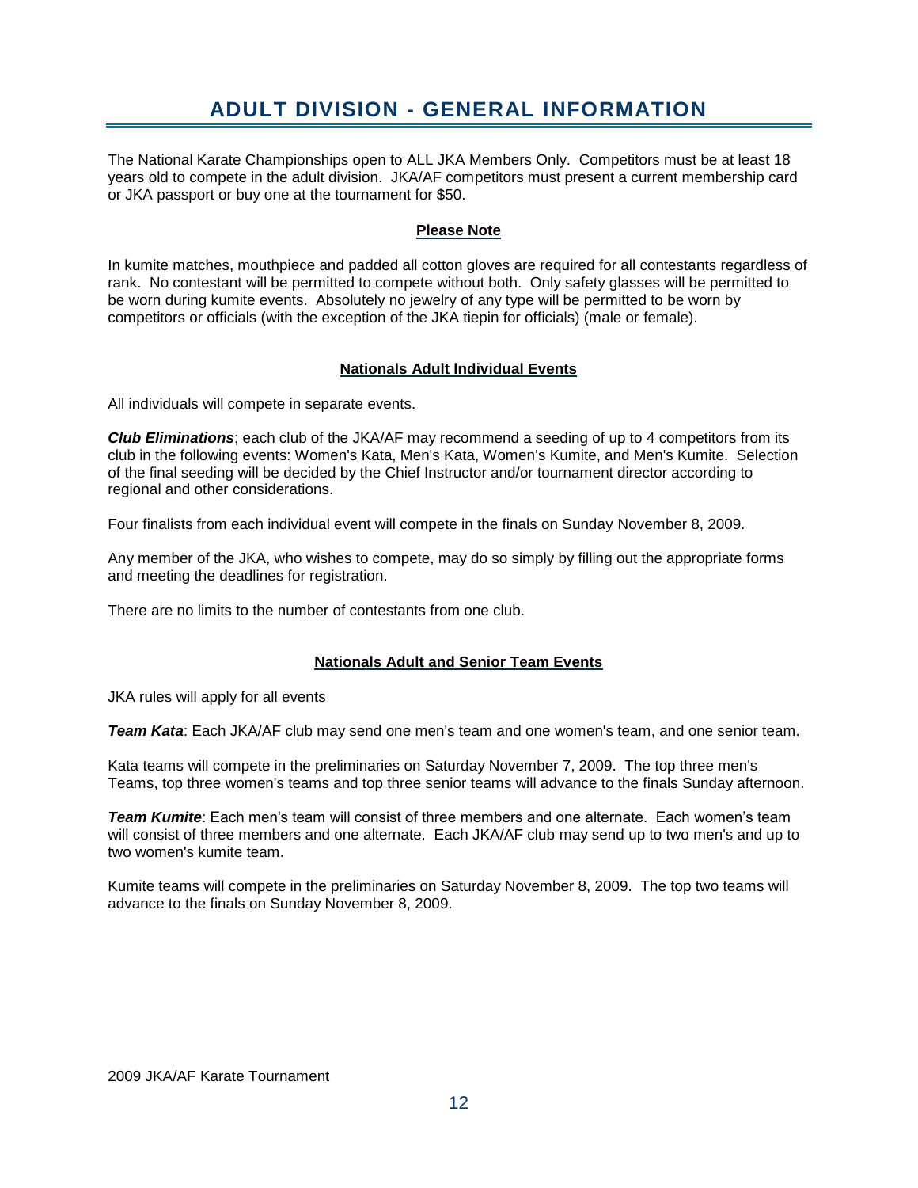# ADULT DIVISION - GENERAL INFORMATION

The National Karate Championships open to ALL JKA Members Only. Competitors must be at least 18 years old to compete in the adult division. JKA/AF competitors must present a current membership card or JKA passport or buy one at the tournament for $50.

**Please Note**

In kumite matches, mouthpiece and padded all cotton gloves are required for all contestants regardless of rank. No contestant will be permitted to compete without both. Only safety glasses will be permitted to be worn during kumite events. Absolutely no jewelry of any type will be permitted to be worn by competitors or officials (with the exception of the JKA tiepin for officials) (male or female).

**Nationals Adult Individual Events**

All individuals will compete in separate events.

***Club Eliminations***; each club of the JKA/AF may recommend a seeding of up to 4 competitors from its club in the following events: Women's Kata, Men's Kata, Women's Kumite, and Men's Kumite. Selection of the final seeding will be decided by the Chief Instructor and/or tournament director according to regional and other considerations.

Four finalists from each individual event will compete in the finals on Sunday November 8, 2009.

Any member of the JKA, who wishes to compete, may do so simply by filling out the appropriate forms and meeting the deadlines for registration.

There are no limits to the number of contestants from one club.

**Nationals Adult and Senior Team Events**

JKA rules will apply for all events

***Team Kata***: Each JKA/AF club may send one men's team and one women's team, and one senior team.

Kata teams will compete in the preliminaries on Saturday November 7, 2009. The top three men's Teams, top three women's teams and top three senior teams will advance to the finals Sunday afternoon.

***Team Kumite***: Each men's team will consist of three members and one alternate. Each women's team will consist of three members and one alternate. Each JKA/AF club may send up to two men's and up to two women's kumite team.

Kumite teams will compete in the preliminaries on Saturday November 8, 2009. The top two teams will advance to the finals on Sunday November 8, 2009.

2009 JKA/AF Karate Tournament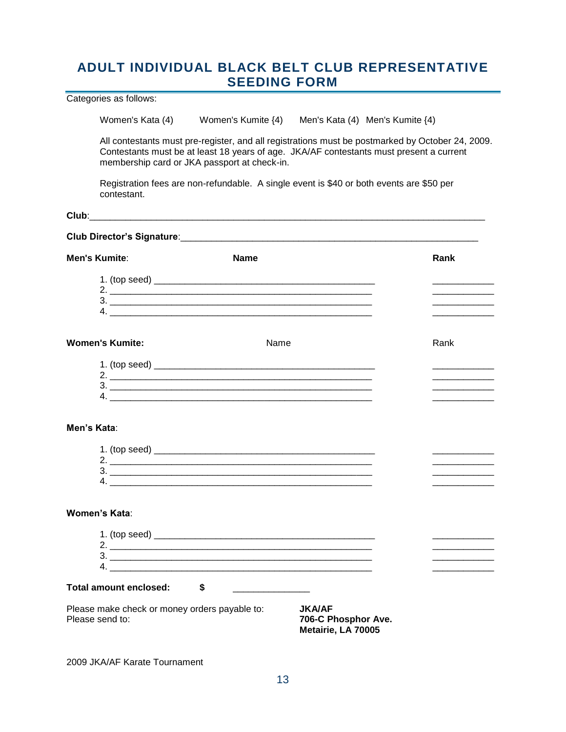## ADULT INDIVIDUAL BLACK BELT CLUB REPRESENTATIVE SEEDING FORM

Categories as follows:

Women's Kata (4)     Women's Kumite {4}     Men's Kata (4)  Men's Kumite {4}

All contestants must pre-register, and all registrations must be postmarked by October 24, 2009. Contestants must be at least 18 years of age. JKA/AF contestants must present a current membership card or JKA passport at check-in.

Registration fees are non-refundable. A single event is $40 or both events are $50 per contestant.

**Club**:_______________________________________________________________________________

**Club Director's Signature**:____________________________________________________________

**Men's Kumite**: **Name** **Rank**

1. (top seed) ____________________________________________ ____________
2. ____________________________________________________ ____________
3. ____________________________________________________ ____________
4. ____________________________________________________ ____________

**Women's Kumite:** Name Rank

1. (top seed) ____________________________________________ ____________
2. ____________________________________________________ ____________
3. ____________________________________________________ ____________
4. ____________________________________________________ ____________

**Men's Kata**:

1. (top seed) ____________________________________________ ____________
2. ____________________________________________________ ____________
3. ____________________________________________________ ____________
4. ____________________________________________________ ____________

**Women's Kata**:

1. (top seed) ____________________________________________ ____________
2. ____________________________________________________ ____________
3. ____________________________________________________ ____________
4. ____________________________________________________ ____________

**Total amount enclosed:** **$** _______________

Please make check or money orders payable to: **JKA/AF**
Please send to: **706-C Phosphor Ave.**
**Metairie, LA 70005**

2009 JKA/AF Karate Tournament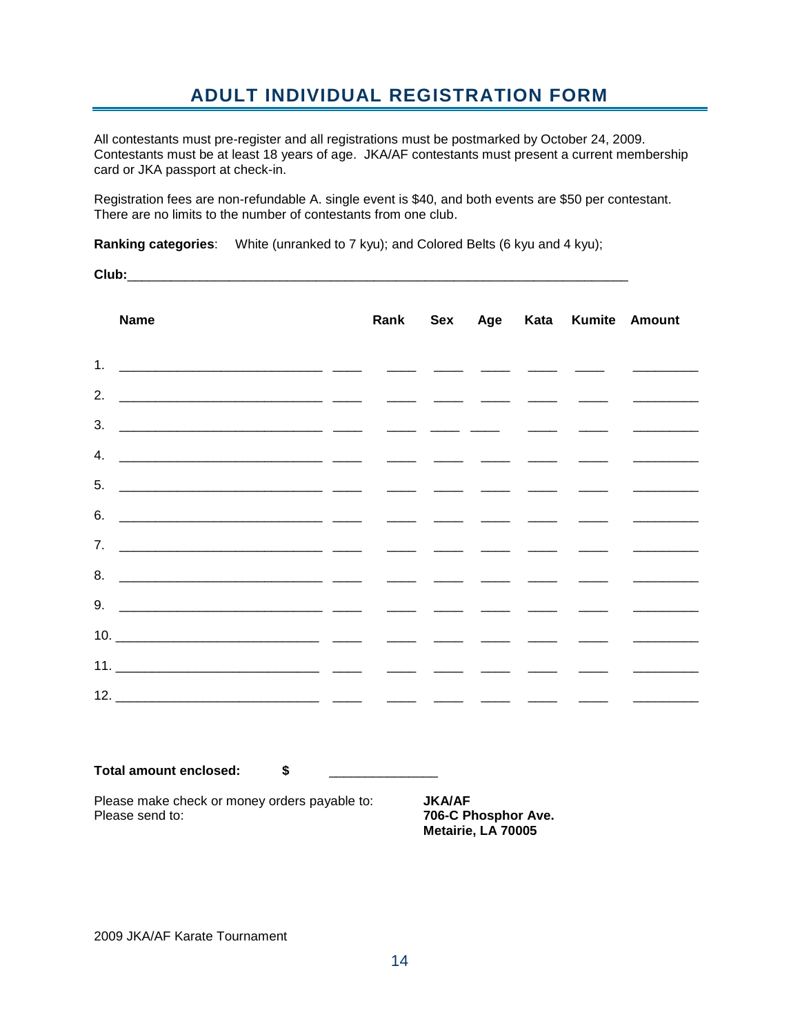# ADULT INDIVIDUAL REGISTRATION FORM

All contestants must pre-register and all registrations must be postmarked by October 24, 2009. Contestants must be at least 18 years of age. JKA/AF contestants must present a current membership card or JKA passport at check-in.

Registration fees are non-refundable A. single event is $40, and both events are $50 per contestant. There are no limits to the number of contestants from one club.

**Ranking categories**: White (unranked to 7 kyu); and Colored Belts (6 kyu and 4 kyu);

**Club:**_______________________________________________________________________

| | Name | | Rank | Sex | Age | Kata | Kumite | Amount |
|---|---|---|---|---|---|---|---|---|
| 1. | | | | | | | | |
| 2. | | | | | | | | |
| 3. | | | | | | | | |
| 4. | | | | | | | | |
| 5. | | | | | | | | |
| 6. | | | | | | | | |
| 7. | | | | | | | | |
| 8. | | | | | | | | |
| 9. | | | | | | | | |
| 10. | | | | | | | | |
| 11. | | | | | | | | |
| 12. | | | | | | | | |

**Total amount enclosed:** **$** _______________

Please make check or money orders payable to: **JKA/AF**
Please send to: **706-C Phosphor Ave.**
**Metairie, LA 70005**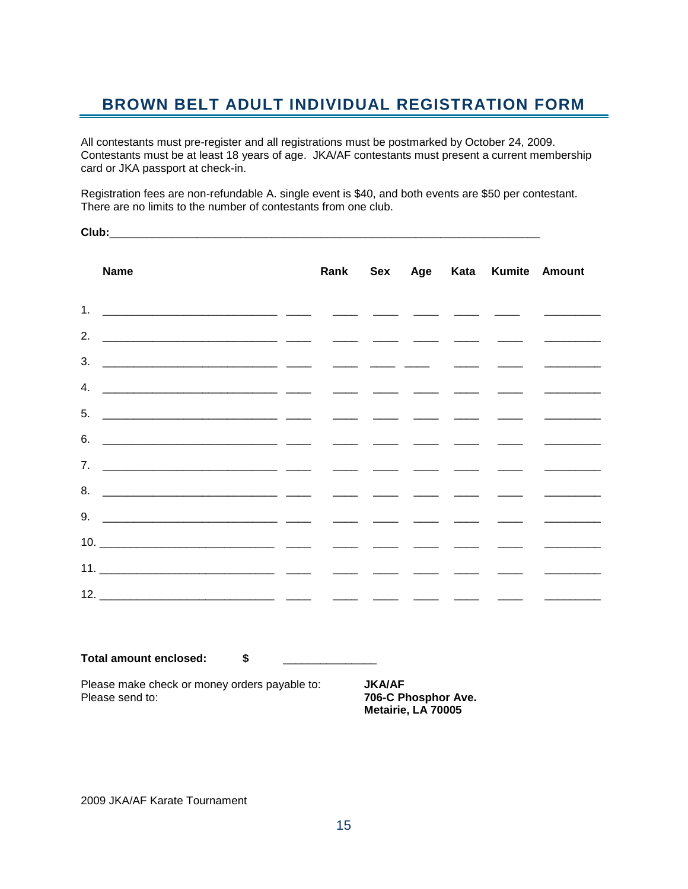## BROWN BELT ADULT INDIVIDUAL REGISTRATION FORM

All contestants must pre-register and all registrations must be postmarked by October 24, 2009. Contestants must be at least 18 years of age. JKA/AF contestants must present a current membership card or JKA passport at check-in.

Registration fees are non-refundable A. single event is $40, and both events are $50 per contestant. There are no limits to the number of contestants from one club.

**Club:**_______________________________________________________________________

| | Name | Rank | Sex | Age | Kata | Kumite | Amount |
|---|---|---|---|---|---|---|---|
| 1. | | | | | | | |
| 2. | | | | | | | |
| 3. | | | | | | | |
| 4. | | | | | | | |
| 5. | | | | | | | |
| 6. | | | | | | | |
| 7. | | | | | | | |
| 8. | | | | | | | |
| 9. | | | | | | | |
| 10. | | | | | | | |
| 11. | | | | | | | |
| 12. | | | | | | | |

**Total amount enclosed: $** ______________

Please make check or money orders payable to: **JKA/AF**
Please send to: **706-C Phosphor Ave.**
**Metairie, LA 70005**

2009 JKA/AF Karate Tournament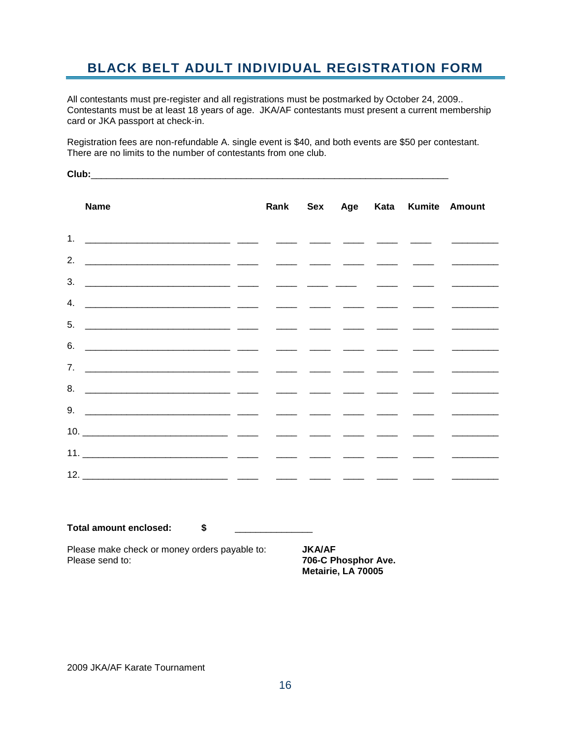# BLACK BELT ADULT INDIVIDUAL REGISTRATION FORM

All contestants must pre-register and all registrations must be postmarked by October 24, 2009.. Contestants must be at least 18 years of age. JKA/AF contestants must present a current membership card or JKA passport at check-in.

Registration fees are non-refundable A. single event is $40, and both events are $50 per contestant. There are no limits to the number of contestants from one club.

**Club:**________________________________________________________________________

| | **Name** | **Rank** | **Sex** | **Age** | **Kata** | **Kumite** | **Amount** |
|---|---|---|---|---|---|---|---|
| 1. | | | | | | | |
| 2. | | | | | | | |
| 3. | | | | | | | |
| 4. | | | | | | | |
| 5. | | | | | | | |
| 6. | | | | | | | |
| 7. | | | | | | | |
| 8. | | | | | | | |
| 9. | | | | | | | |
| 10. | | | | | | | |
| 11. | | | | | | | |
| 12. | | | | | | | |

**Total amount enclosed:** **$** _______________

Please make check or money orders payable to: **JKA/AF**

Please send to:

**706-C Phosphor Ave.**
**Metairie, LA 70005**

2009 JKA/AF Karate Tournament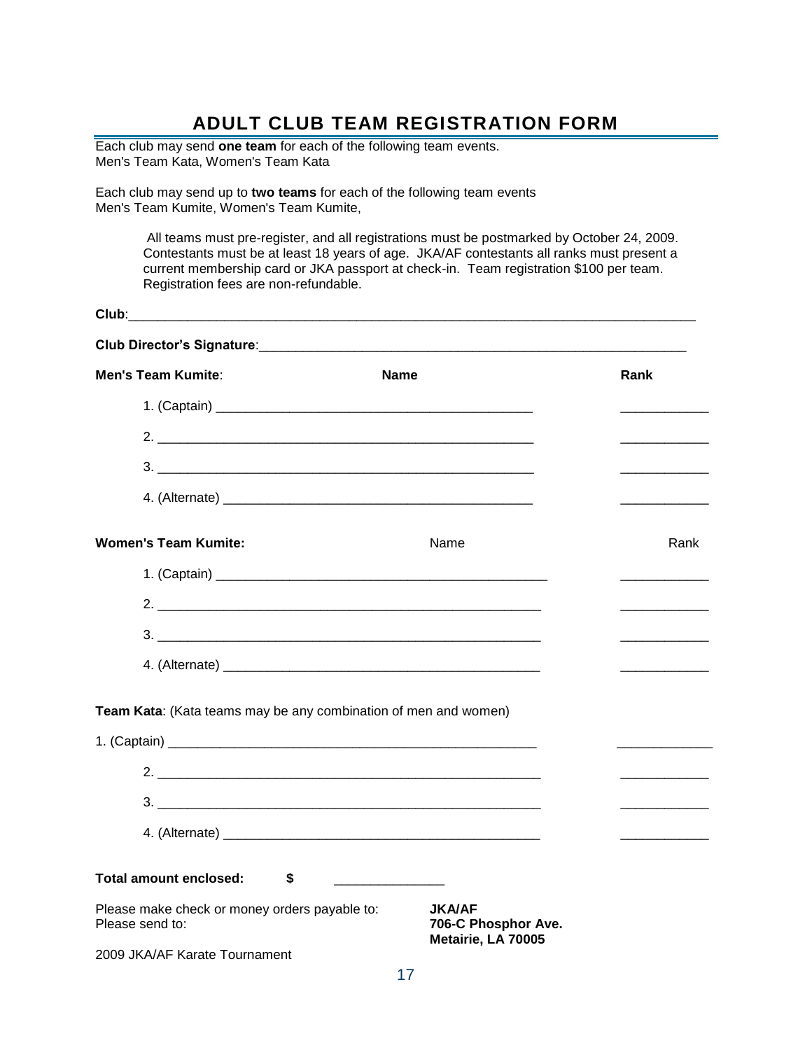# ADULT CLUB TEAM REGISTRATION FORM

Each club may send **one team** for each of the following team events.
Men's Team Kata, Women's Team Kata

Each club may send up to **two teams** for each of the following team events
Men's Team Kumite, Women's Team Kumite,

All teams must pre-register, and all registrations must be postmarked by October 24, 2009. Contestants must be at least 18 years of age. JKA/AF contestants all ranks must present a current membership card or JKA passport at check-in. Team registration $100 per team. Registration fees are non-refundable.

**Club**:\_\_\_\_\_\_\_\_\_\_\_\_\_\_\_\_\_\_\_\_\_\_\_\_\_\_\_\_\_\_\_\_\_\_\_\_\_\_\_\_\_\_\_\_\_\_\_\_\_\_\_\_\_\_\_\_\_\_\_\_

**Club Director's Signature**:\_\_\_\_\_\_\_\_\_\_\_\_\_\_\_\_\_\_\_\_\_\_\_\_\_\_\_\_\_\_\_\_\_\_\_\_\_\_\_\_\_\_\_\_\_\_

| **Men's Team Kumite**: | **Name** | **Rank** |
|---|---|---|
| 1. (Captain) | \_\_\_\_\_\_\_\_\_\_\_\_\_\_\_\_\_\_\_\_\_\_\_\_\_\_\_\_\_\_\_\_\_\_\_ | \_\_\_\_\_\_\_\_\_\_ |
| 2. | \_\_\_\_\_\_\_\_\_\_\_\_\_\_\_\_\_\_\_\_\_\_\_\_\_\_\_\_\_\_\_\_\_\_\_ | \_\_\_\_\_\_\_\_\_\_ |
| 3. | \_\_\_\_\_\_\_\_\_\_\_\_\_\_\_\_\_\_\_\_\_\_\_\_\_\_\_\_\_\_\_\_\_\_\_ | \_\_\_\_\_\_\_\_\_\_ |
| 4. (Alternate) | \_\_\_\_\_\_\_\_\_\_\_\_\_\_\_\_\_\_\_\_\_\_\_\_\_\_\_\_\_\_\_\_\_\_\_ | \_\_\_\_\_\_\_\_\_\_ |

| **Women's Team Kumite:** | Name | Rank |
|---|---|---|
| 1. (Captain) | \_\_\_\_\_\_\_\_\_\_\_\_\_\_\_\_\_\_\_\_\_\_\_\_\_\_\_\_\_\_\_\_\_\_\_ | \_\_\_\_\_\_\_\_\_\_ |
| 2. | \_\_\_\_\_\_\_\_\_\_\_\_\_\_\_\_\_\_\_\_\_\_\_\_\_\_\_\_\_\_\_\_\_\_\_ | \_\_\_\_\_\_\_\_\_\_ |
| 3. | \_\_\_\_\_\_\_\_\_\_\_\_\_\_\_\_\_\_\_\_\_\_\_\_\_\_\_\_\_\_\_\_\_\_\_ | \_\_\_\_\_\_\_\_\_\_ |
| 4. (Alternate) | \_\_\_\_\_\_\_\_\_\_\_\_\_\_\_\_\_\_\_\_\_\_\_\_\_\_\_\_\_\_\_\_\_\_\_ | \_\_\_\_\_\_\_\_\_\_ |

**Team Kata**: (Kata teams may be any combination of men and women)

| | | |
|---|---|---|
| 1. (Captain) | \_\_\_\_\_\_\_\_\_\_\_\_\_\_\_\_\_\_\_\_\_\_\_\_\_\_\_\_\_\_\_\_\_\_\_ | \_\_\_\_\_\_\_\_\_\_ |
| 2. | \_\_\_\_\_\_\_\_\_\_\_\_\_\_\_\_\_\_\_\_\_\_\_\_\_\_\_\_\_\_\_\_\_\_\_ | \_\_\_\_\_\_\_\_\_\_ |
| 3. | \_\_\_\_\_\_\_\_\_\_\_\_\_\_\_\_\_\_\_\_\_\_\_\_\_\_\_\_\_\_\_\_\_\_\_ | \_\_\_\_\_\_\_\_\_\_ |
| 4. (Alternate) | \_\_\_\_\_\_\_\_\_\_\_\_\_\_\_\_\_\_\_\_\_\_\_\_\_\_\_\_\_\_\_\_\_\_\_ | \_\_\_\_\_\_\_\_\_\_ |

**Total amount enclosed: $** \_\_\_\_\_\_\_\_\_\_\_\_

Please make check or money orders payable to: **JKA/AF**
Please send to: **706-C Phosphor Ave. Metairie, LA 70005**

2009 JKA/AF Karate Tournament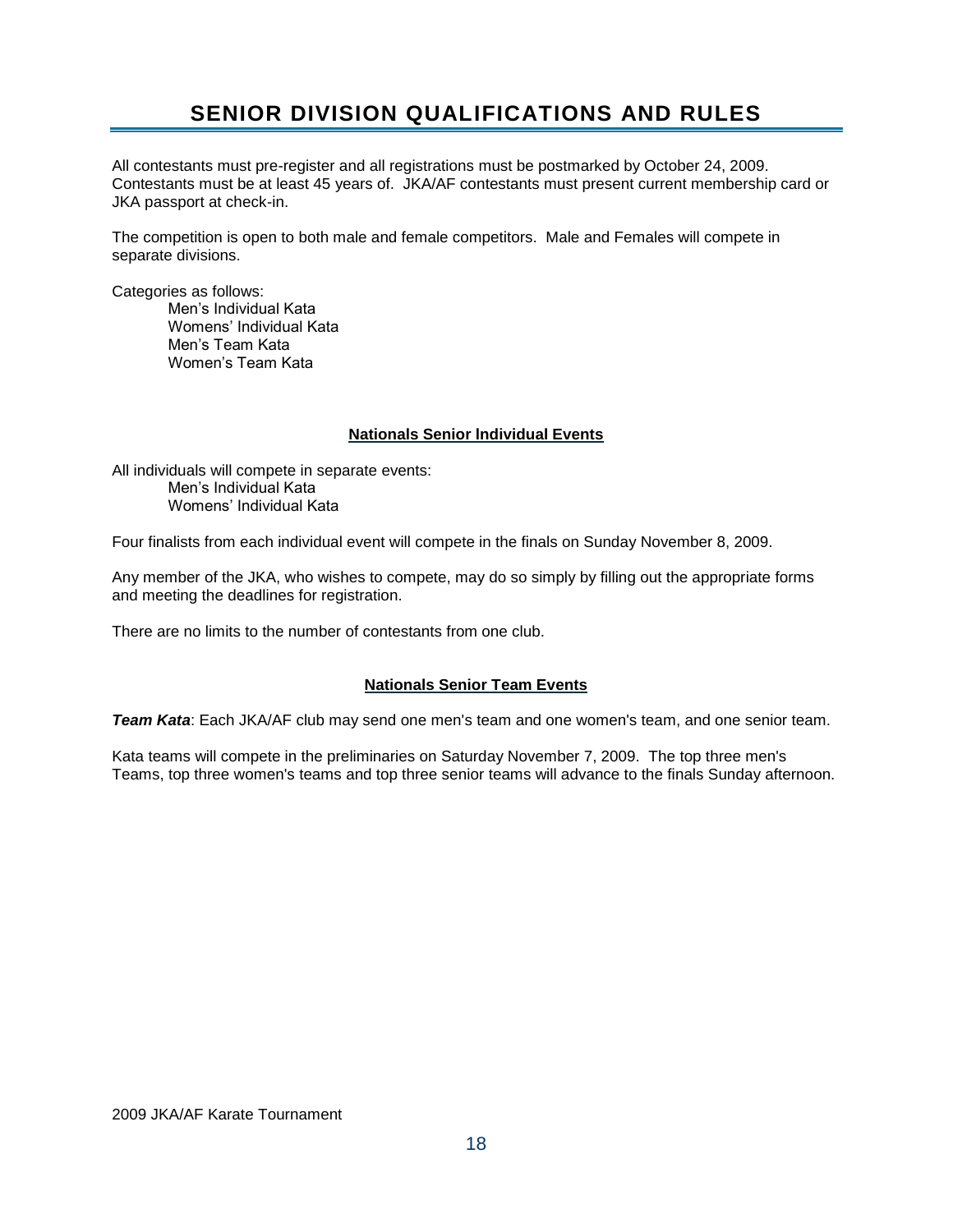# SENIOR DIVISION QUALIFICATIONS AND RULES

All contestants must pre-register and all registrations must be postmarked by October 24, 2009. Contestants must be at least 45 years of. JKA/AF contestants must present current membership card or JKA passport at check-in.

The competition is open to both male and female competitors. Male and Females will compete in separate divisions.

Categories as follows:

- Men's Individual Kata
- Womens' Individual Kata
- Men's Team Kata
- Women's Team Kata

## Nationals Senior Individual Events

All individuals will compete in separate events:

- Men's Individual Kata
- Womens' Individual Kata

Four finalists from each individual event will compete in the finals on Sunday November 8, 2009.

Any member of the JKA, who wishes to compete, may do so simply by filling out the appropriate forms and meeting the deadlines for registration.

There are no limits to the number of contestants from one club.

## Nationals Senior Team Events

***Team Kata***: Each JKA/AF club may send one men's team and one women's team, and one senior team.

Kata teams will compete in the preliminaries on Saturday November 7, 2009. The top three men's Teams, top three women's teams and top three senior teams will advance to the finals Sunday afternoon.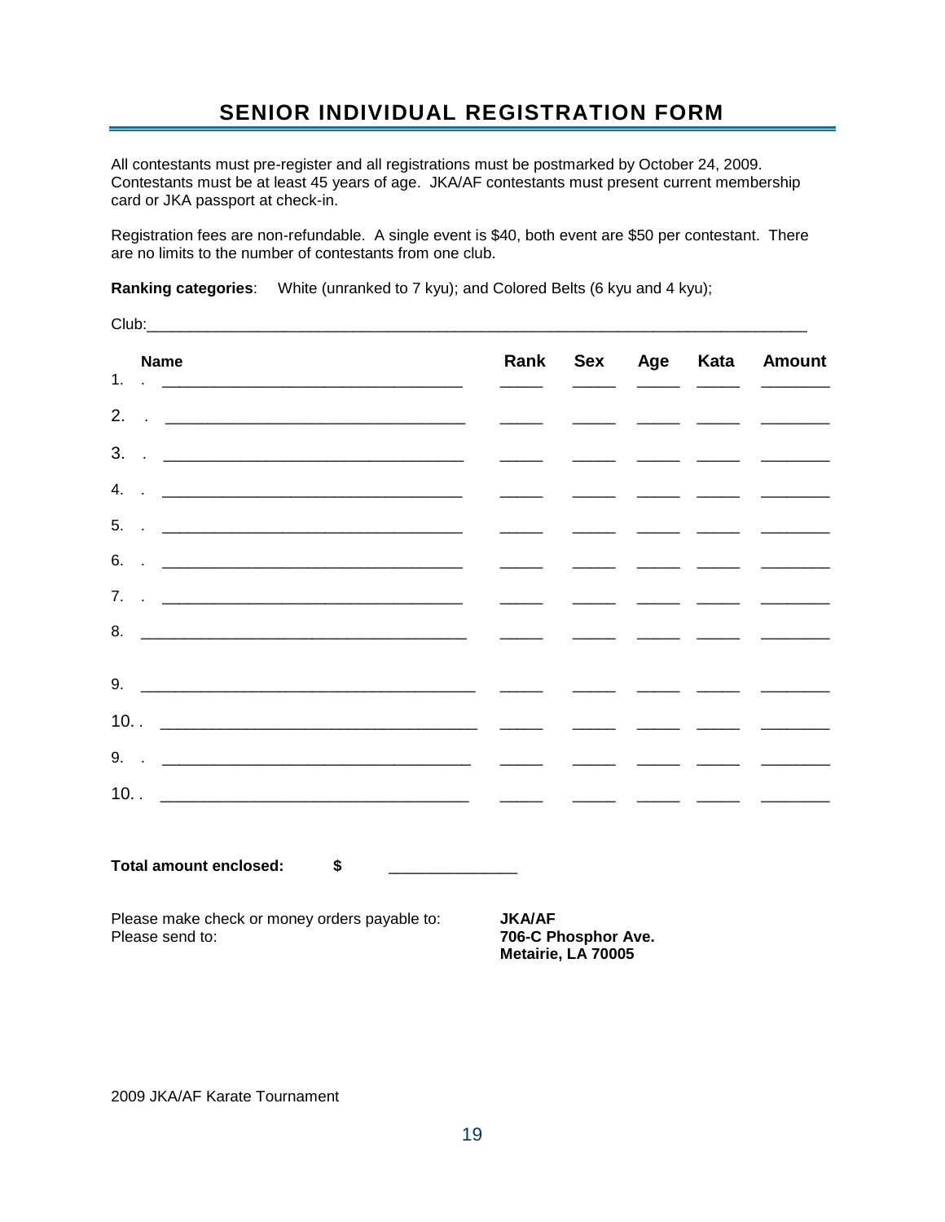# SENIOR INDIVIDUAL REGISTRATION FORM

All contestants must pre-register and all registrations must be postmarked by October 24, 2009. Contestants must be at least 45 years of age. JKA/AF contestants must present current membership card or JKA passport at check-in.

Registration fees are non-refundable. A single event is $40, both event are $50 per contestant. There are no limits to the number of contestants from one club.

**Ranking categories**: White (unranked to 7 kyu); and Colored Belts (6 kyu and 4 kyu);

Club:_______________________________________________

| | Name | Rank | Sex | Age | Kata | Amount |
|---|---|---|---|---|---|---|
| 1. | | | | | | |
| 2. | | | | | | |
| 3. | | | | | | |
| 4. | | | | | | |
| 5. | | | | | | |
| 6. | | | | | | |
| 7. | | | | | | |
| 8. | | | | | | |
| 9. | | | | | | |
| 10. | | | | | | |
| 9. | | | | | | |
| 10. | | | | | | |

**Total amount enclosed: $** ______________

Please make check or money orders payable to: **JKA/AF**
Please send to: **706-C Phosphor Ave.**
**Metairie, LA 70005**

2009 JKA/AF Karate Tournament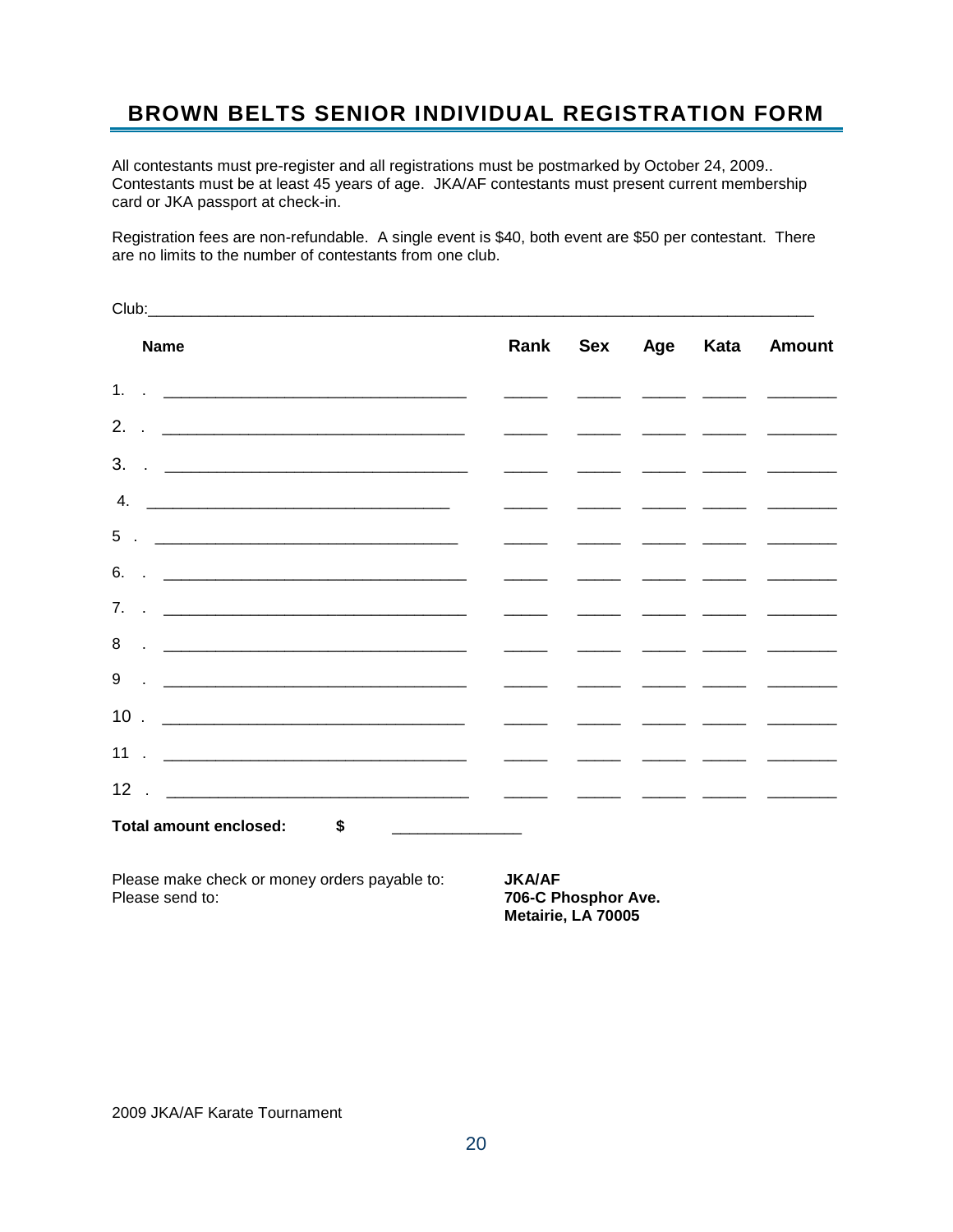## BROWN BELTS SENIOR INDIVIDUAL REGISTRATION FORM

All contestants must pre-register and all registrations must be postmarked by October 24, 2009.. Contestants must be at least 45 years of age. JKA/AF contestants must present current membership card or JKA passport at check-in.

Registration fees are non-refundable. A single event is $40, both event are $50 per contestant. There are no limits to the number of contestants from one club.

Club:_______________________________________________________________________________

| | Name | Rank | Sex | Age | Kata | Amount |
|---|---|---|---|---|---|---|
| 1. | | | | | | |
| 2. | | | | | | |
| 3. | | | | | | |
| 4. | | | | | | |
| 5. | | | | | | |
| 6. | | | | | | |
| 7. | | | | | | |
| 8. | | | | | | |
| 9. | | | | | | |
| 10. | | | | | | |
| 11. | | | | | | |
| 12. | | | | | | |

**Total amount enclosed:** **$** _______________

Please make check or money orders payable to: **JKA/AF**
Please send to: **706-C Phosphor Ave.**
**Metairie, LA 70005**

2009 JKA/AF Karate Tournament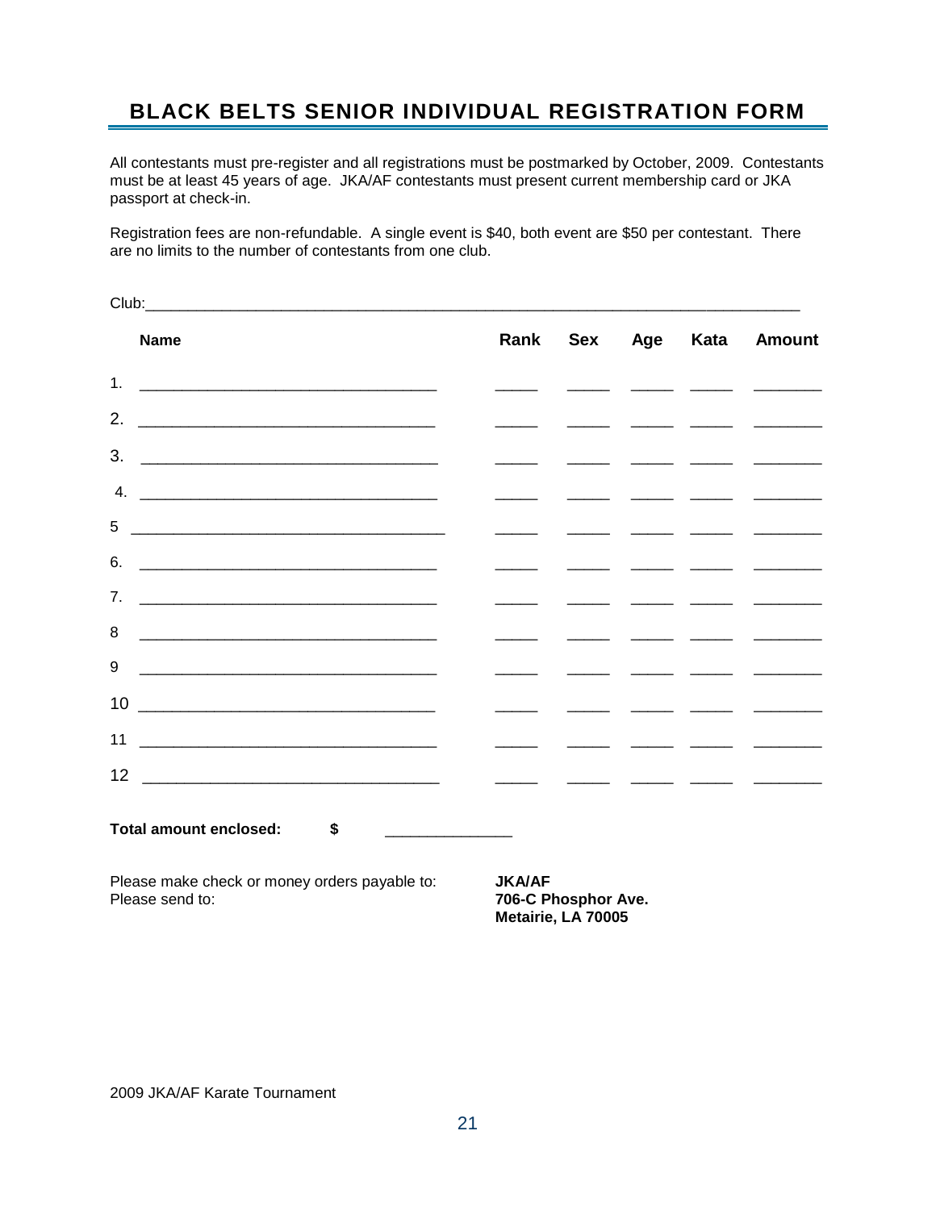# BLACK BELTS SENIOR INDIVIDUAL REGISTRATION FORM

All contestants must pre-register and all registrations must be postmarked by October, 2009. Contestants must be at least 45 years of age. JKA/AF contestants must present current membership card or JKA passport at check-in.

Registration fees are non-refundable. A single event is $40, both event are $50 per contestant. There are no limits to the number of contestants from one club.

Club:\_\_\_\_\_\_\_\_\_\_\_\_\_\_\_\_\_\_\_\_\_\_\_\_\_\_\_\_\_\_\_\_\_\_\_\_\_\_\_\_\_\_\_\_\_\_\_\_

| | Name | Rank | Sex | Age | Kata | Amount |
|---|---|---|---|---|---|---|
| 1. | | | | | | |
| 2. | | | | | | |
| 3. | | | | | | |
| 4. | | | | | | |
| 5 | | | | | | |
| 6. | | | | | | |
| 7. | | | | | | |
| 8 | | | | | | |
| 9 | | | | | | |
| 10 | | | | | | |
| 11 | | | | | | |
| 12 | | | | | | |

**Total amount enclosed: $** \_\_\_\_\_\_\_\_\_\_\_\_\_\_

Please make check or money orders payable to: **JKA/AF**
Please send to: **706-C Phosphor Ave.**
**Metairie, LA 70005**

2009 JKA/AF Karate Tournament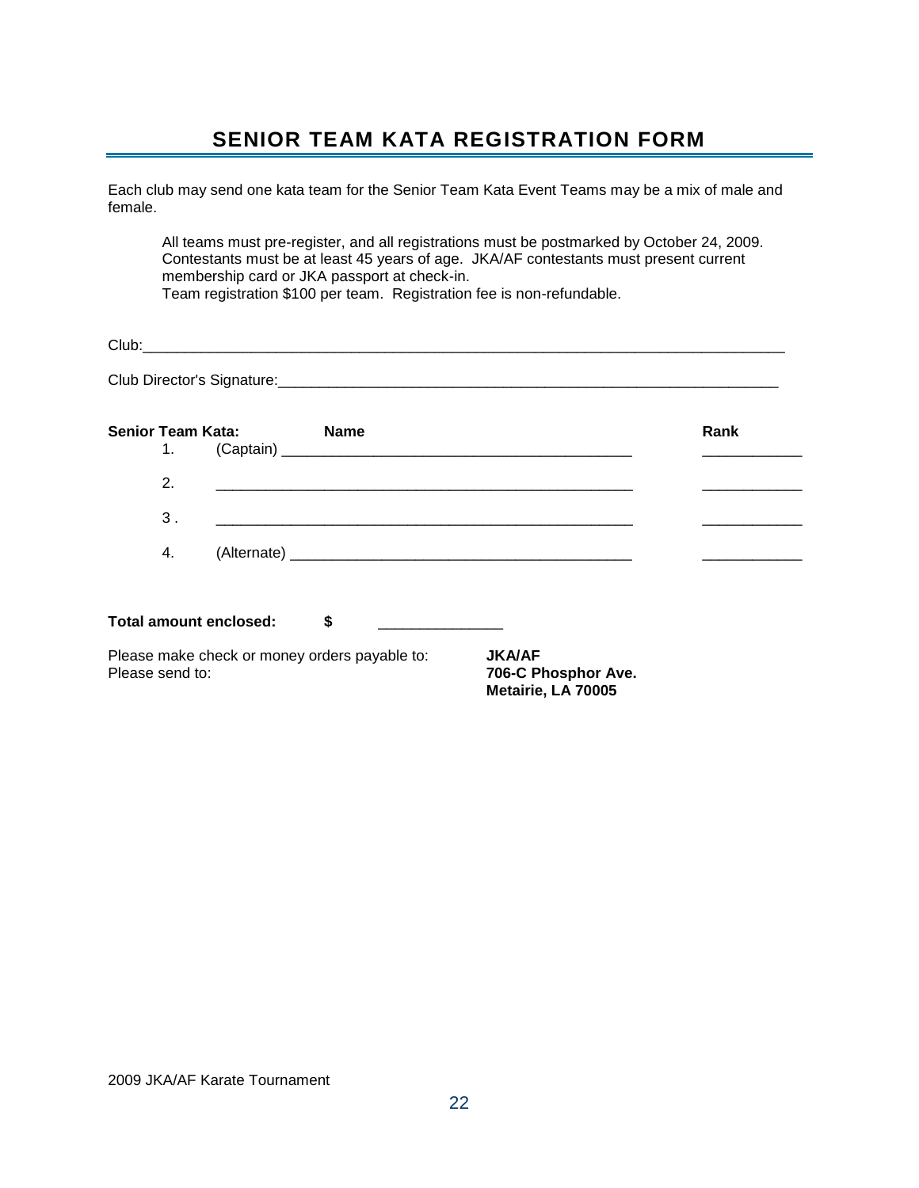# SENIOR TEAM KATA REGISTRATION FORM

Each club may send one kata team for the Senior Team Kata Event Teams may be a mix of male and female.

> All teams must pre-register, and all registrations must be postmarked by October 24, 2009. Contestants must be at least 45 years of age. JKA/AF contestants must present current membership card or JKA passport at check-in.
> Team registration $100 per team. Registration fee is non-refundable.

Club:_______________________________________________________________________________

Club Director's Signature:_____________________________________________________________

| Senior Team Kata: | Name | Rank |
|---|---|---|
| 1. | (Captain) ___________________________________________ | ____________ |
| 2. | _____________________________________________________ | ____________ |
| 3 . | _____________________________________________________ | ____________ |
| 4. | (Alternate) _________________________________________ | ____________ |

**Total amount enclosed:** **$** _______________

Please make check or money orders payable to: **JKA/AF**
Please send to: **706-C Phosphor Ave.**
**Metairie, LA 70005**

2009 JKA/AF Karate Tournament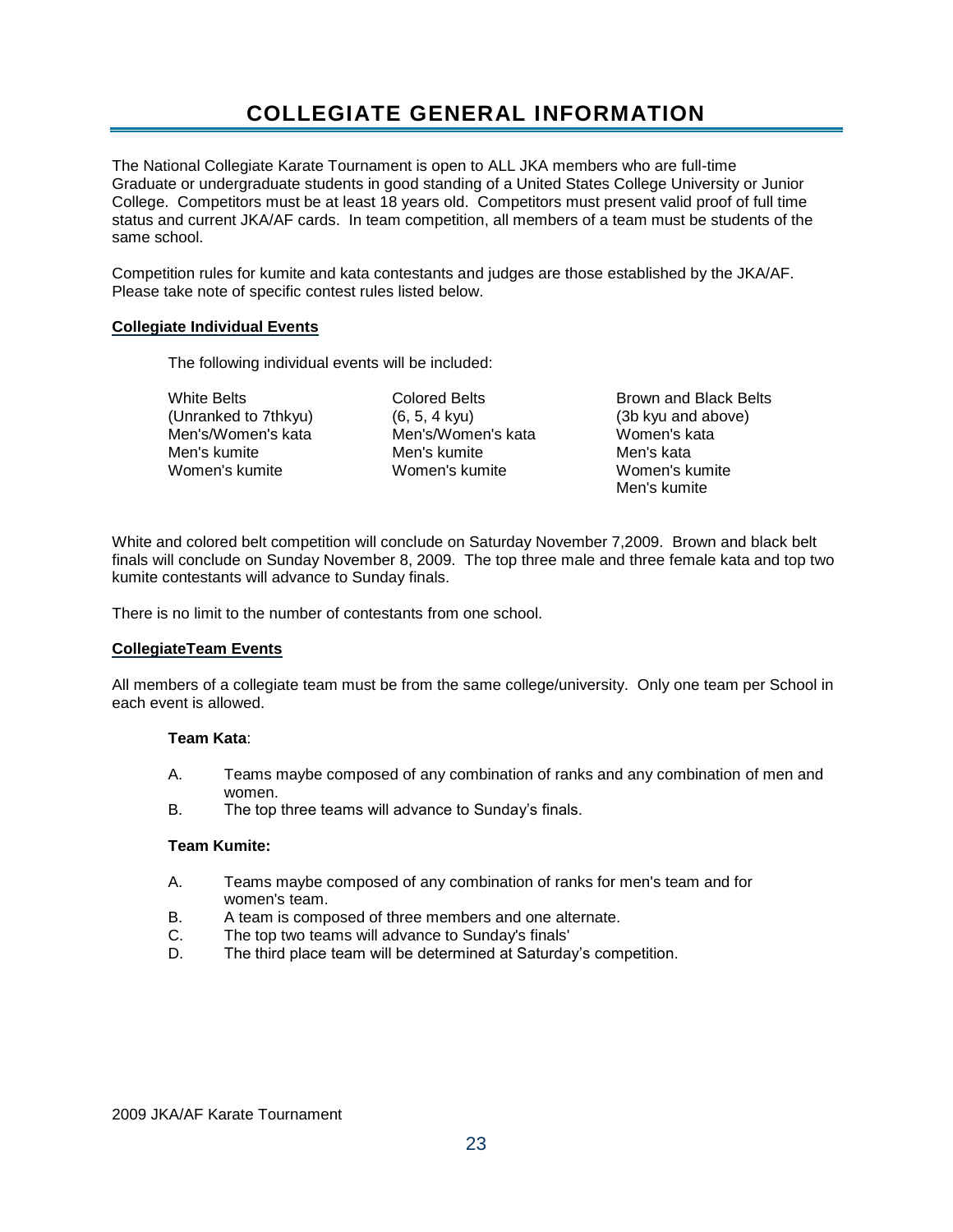# COLLEGIATE GENERAL INFORMATION

The National Collegiate Karate Tournament is open to ALL JKA members who are full-time Graduate or undergraduate students in good standing of a United States College University or Junior College. Competitors must be at least 18 years old. Competitors must present valid proof of full time status and current JKA/AF cards. In team competition, all members of a team must be students of the same school.

Competition rules for kumite and kata contestants and judges are those established by the JKA/AF. Please take note of specific contest rules listed below.

## Collegiate Individual Events

The following individual events will be included:

| White Belts (Unranked to 7thkyu) | Colored Belts (6, 5, 4 kyu) | Brown and Black Belts (3b kyu and above) |
|---|---|---|
| Men's/Women's kata | Men's/Women's kata | Women's kata |
| Men's kumite | Men's kumite | Men's kata |
| Women's kumite | Women's kumite | Women's kumite |
| | | Men's kumite |

White and colored belt competition will conclude on Saturday November 7,2009. Brown and black belt finals will conclude on Sunday November 8, 2009. The top three male and three female kata and top two kumite contestants will advance to Sunday finals.

There is no limit to the number of contestants from one school.

## CollegiateTeam Events

All members of a collegiate team must be from the same college/university. Only one team per School in each event is allowed.

**Team Kata**:

A. Teams maybe composed of any combination of ranks and any combination of men and women.
B. The top three teams will advance to Sunday's finals.

**Team Kumite:**

A. Teams maybe composed of any combination of ranks for men's team and for women's team.
B. A team is composed of three members and one alternate.
C. The top two teams will advance to Sunday's finals'
D. The third place team will be determined at Saturday's competition.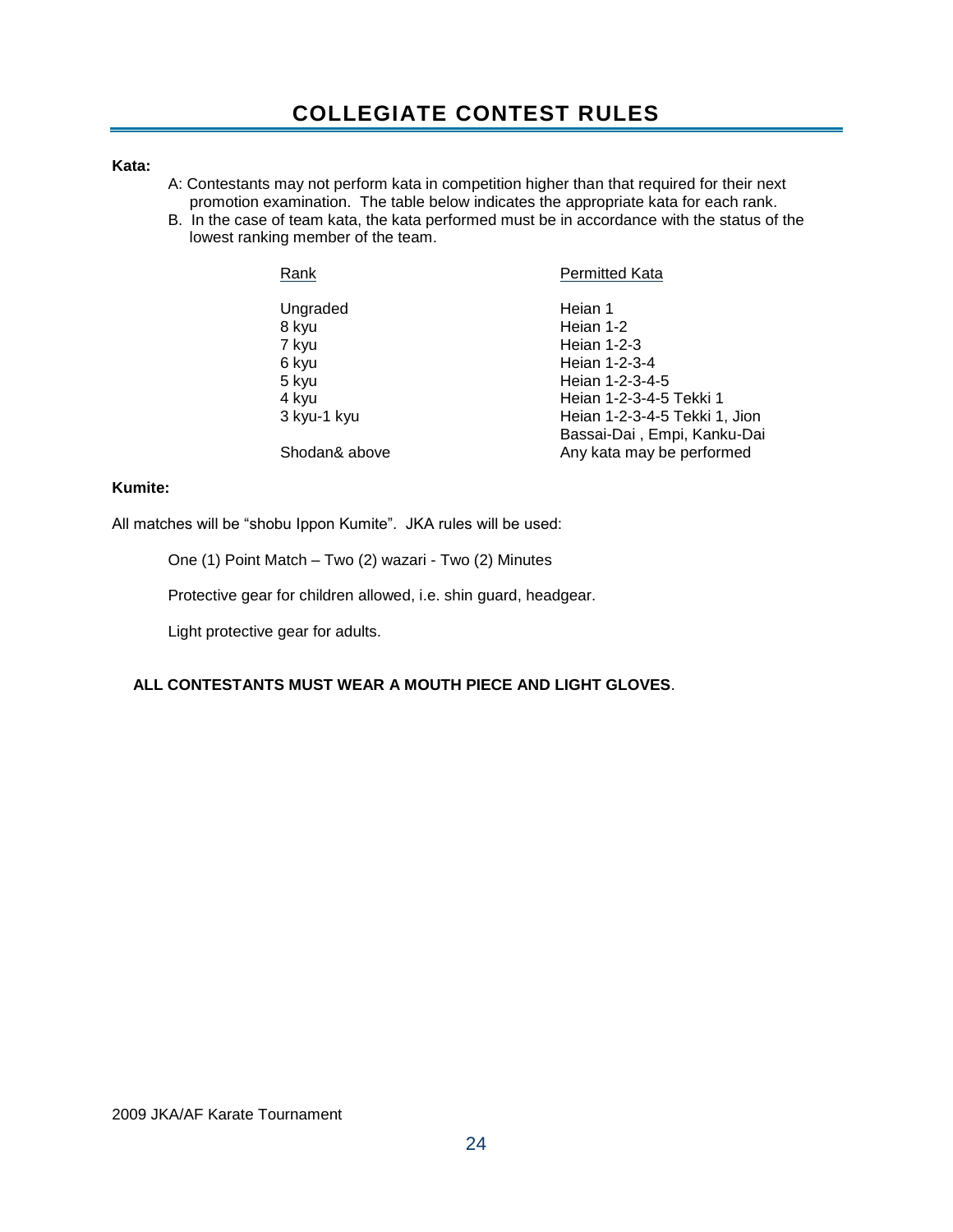# COLLEGIATE CONTEST RULES

**Kata:**

A: Contestants may not perform kata in competition higher than that required for their next promotion examination. The table below indicates the appropriate kata for each rank.

B. In the case of team kata, the kata performed must be in accordance with the status of the lowest ranking member of the team.

| Rank | Permitted Kata |
|---|---|
| Ungraded | Heian 1 |
| 8 kyu | Heian 1-2 |
| 7 kyu | Heian 1-2-3 |
| 6 kyu | Heian 1-2-3-4 |
| 5 kyu | Heian 1-2-3-4-5 |
| 4 kyu | Heian 1-2-3-4-5 Tekki 1 |
| 3 kyu-1 kyu | Heian 1-2-3-4-5 Tekki 1, Jion Bassai-Dai , Empi, Kanku-Dai |
| Shodan& above | Any kata may be performed |

**Kumite:**

All matches will be "shobu Ippon Kumite". JKA rules will be used:

One (1) Point Match – Two (2) wazari - Two (2) Minutes

Protective gear for children allowed, i.e. shin guard, headgear.

Light protective gear for adults.

**ALL CONTESTANTS MUST WEAR A MOUTH PIECE AND LIGHT GLOVES**.

2009 JKA/AF Karate Tournament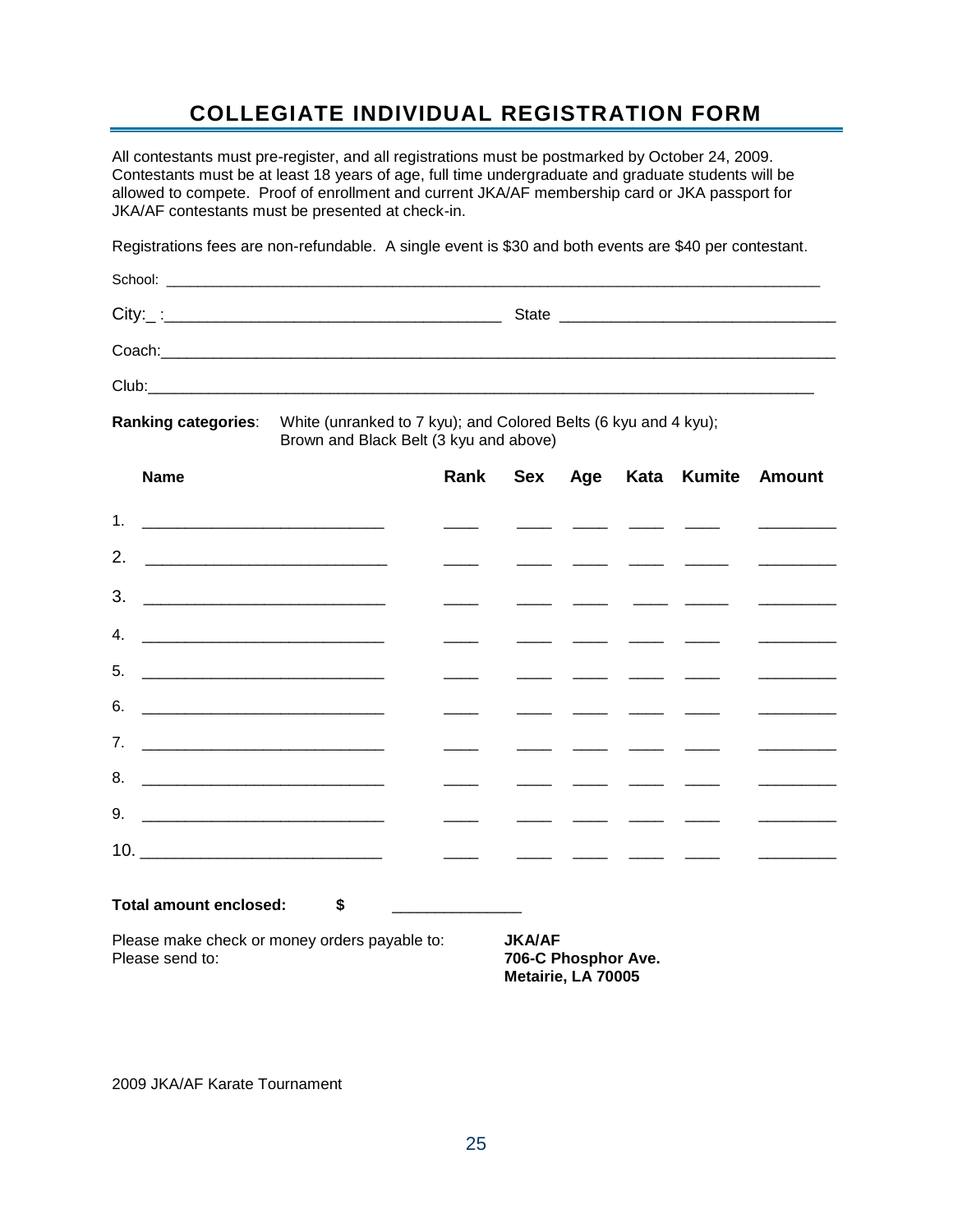# COLLEGIATE INDIVIDUAL REGISTRATION FORM

All contestants must pre-register, and all registrations must be postmarked by October 24, 2009. Contestants must be at least 18 years of age, full time undergraduate and graduate students will be allowed to compete. Proof of enrollment and current JKA/AF membership card or JKA passport for JKA/AF contestants must be presented at check-in.

Registrations fees are non-refundable. A single event is $30 and both events are $40 per contestant.

School: ______________________________________________________________________

City:_ :___________________________________ State ____________________________

Coach:_______________________________________________________________________

Club:________________________________________________________________________

**Ranking categories**: White (unranked to 7 kyu); and Colored Belts (6 kyu and 4 kyu); Brown and Black Belt (3 kyu and above)

| | Name | Rank | Sex | Age | Kata | Kumite | Amount |
|---|---|---|---|---|---|---|---|
| 1. | | | | | | | |
| 2. | | | | | | | |
| 3. | | | | | | | |
| 4. | | | | | | | |
| 5. | | | | | | | |
| 6. | | | | | | | |
| 7. | | | | | | | |
| 8. | | | | | | | |
| 9. | | | | | | | |
| 10. | | | | | | | |

**Total amount enclosed: $** ______________

Please make check or money orders payable to: **JKA/AF**

Please send to:

**706-C Phosphor Ave.**
**Metairie, LA 70005**

2009 JKA/AF Karate Tournament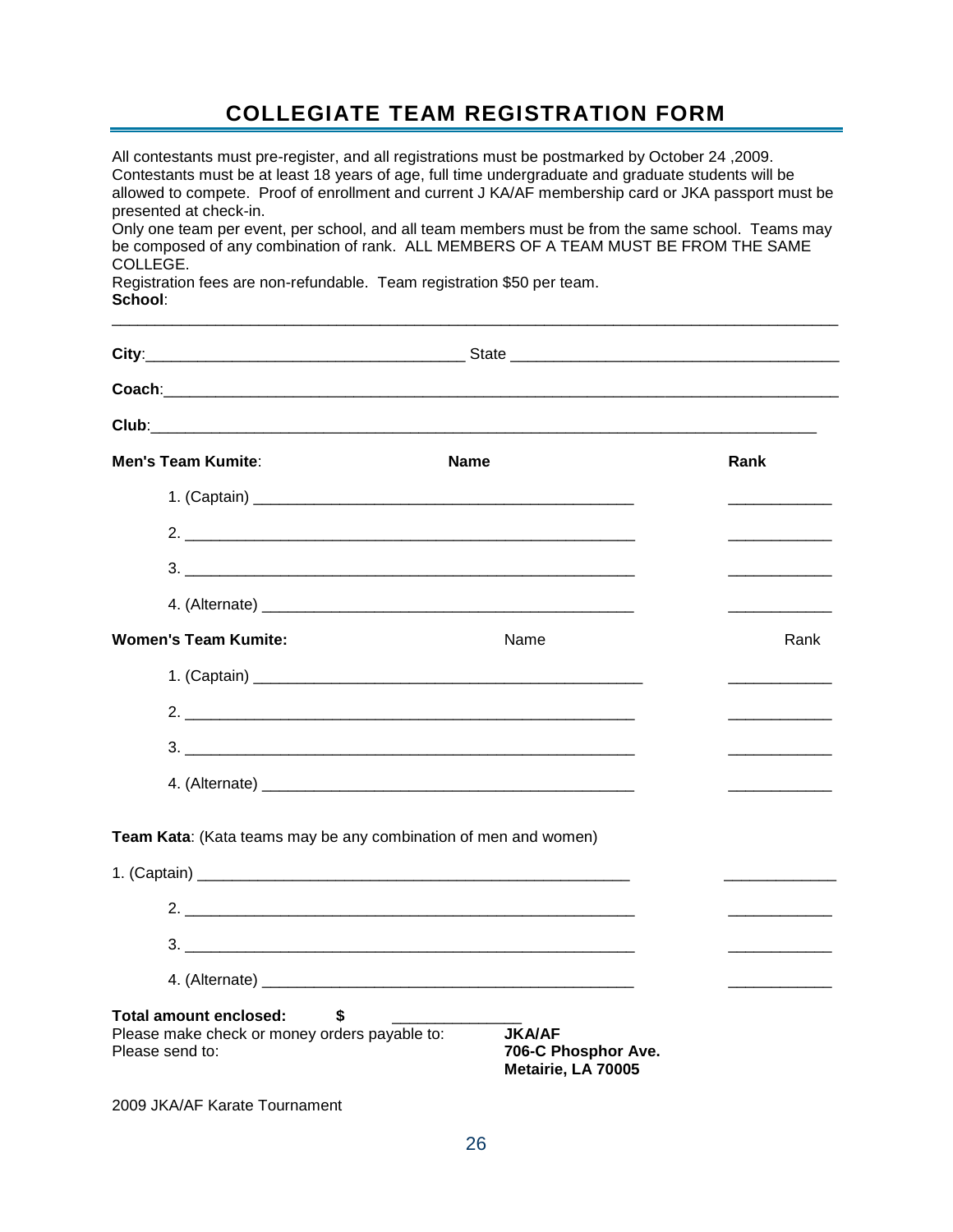# COLLEGIATE TEAM REGISTRATION FORM

All contestants must pre-register, and all registrations must be postmarked by October 24 ,2009. Contestants must be at least 18 years of age, full time undergraduate and graduate students will be allowed to compete. Proof of enrollment and current J KA/AF membership card or JKA passport must be presented at check-in.

Only one team per event, per school, and all team members must be from the same school. Teams may be composed of any combination of rank. ALL MEMBERS OF A TEAM MUST BE FROM THE SAME COLLEGE.

Registration fees are non-refundable. Team registration $50 per team.

**School**:

______________________________________________________________________________

**City**:____________________________________ State ____________________________________

**Coach**:______________________________________________________________________________

**Club**:_______________________________________________________________________________

| **Men's Team Kumite**: | **Name** | **Rank** |
|---|---|---|
| 1. (Captain) | ____________________________________________ | ____________ |
| 2. | ____________________________________________________ | ____________ |
| 3. | ____________________________________________________ | ____________ |
| 4. (Alternate) | ____________________________________________ | ____________ |

| **Women's Team Kumite:** | Name | Rank |
|---|---|---|
| 1. (Captain) | ______________________________________________ | ____________ |
| 2. | ____________________________________________________ | ____________ |
| 3. | ____________________________________________________ | ____________ |
| 4. (Alternate) | ____________________________________________ | ____________ |

**Team Kata**: (Kata teams may be any combination of men and women)

| | | |
|---|---|---|
| 1. (Captain) | ____________________________________________________ | _____________ |
| 2. | ____________________________________________________ | ____________ |
| 3. | ____________________________________________________ | ____________ |
| 4. (Alternate) | ____________________________________________ | ____________ |

**Total amount enclosed: $** _______________

Please make check or money orders payable to: **JKA/AF**

Please send to: **706-C Phosphor Ave.**
**Metairie, LA 70005**

2009 JKA/AF Karate Tournament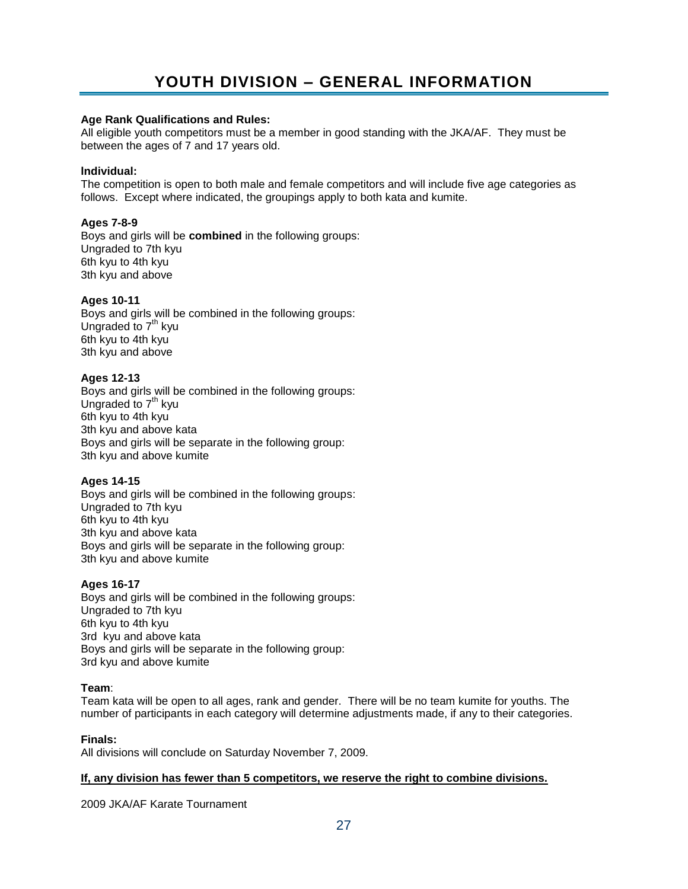# YOUTH DIVISION – GENERAL INFORMATION

**Age Rank Qualifications and Rules:**
All eligible youth competitors must be a member in good standing with the JKA/AF. They must be between the ages of 7 and 17 years old.

**Individual:**
The competition is open to both male and female competitors and will include five age categories as follows. Except where indicated, the groupings apply to both kata and kumite.

**Ages 7-8-9**
Boys and girls will be **combined** in the following groups:
Ungraded to 7th kyu
6th kyu to 4th kyu
3th kyu and above

**Ages 10-11**
Boys and girls will be combined in the following groups:
Ungraded to 7th kyu
6th kyu to 4th kyu
3th kyu and above

**Ages 12-13**
Boys and girls will be combined in the following groups:
Ungraded to 7th kyu
6th kyu to 4th kyu
3th kyu and above kata
Boys and girls will be separate in the following group:
3th kyu and above kumite

**Ages 14-15**
Boys and girls will be combined in the following groups:
Ungraded to 7th kyu
6th kyu to 4th kyu
3th kyu and above kata
Boys and girls will be separate in the following group:
3th kyu and above kumite

**Ages 16-17**
Boys and girls will be combined in the following groups:
Ungraded to 7th kyu
6th kyu to 4th kyu
3rd kyu and above kata
Boys and girls will be separate in the following group:
3rd kyu and above kumite

**Team**:
Team kata will be open to all ages, rank and gender. There will be no team kumite for youths. The number of participants in each category will determine adjustments made, if any to their categories.

**Finals:**
All divisions will conclude on Saturday November 7, 2009.

**<u>If, any division has fewer than 5 competitors, we reserve the right to combine divisions.</u>**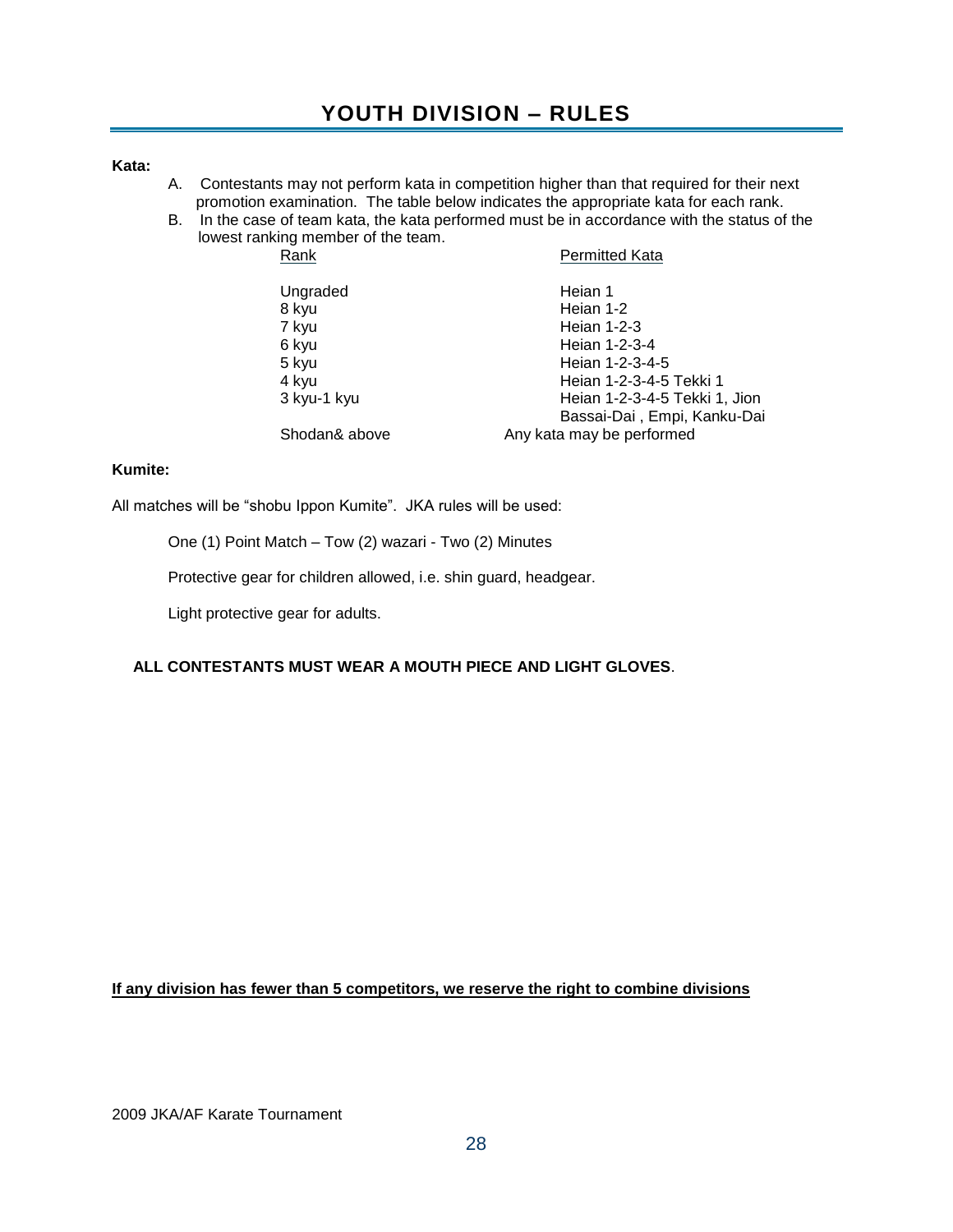# YOUTH DIVISION – RULES

**Kata:**

A. Contestants may not perform kata in competition higher than that required for their next promotion examination. The table below indicates the appropriate kata for each rank.

B. In the case of team kata, the kata performed must be in accordance with the status of the lowest ranking member of the team.

| Rank | Permitted Kata |
|---|---|
| Ungraded | Heian 1 |
| 8 kyu | Heian 1-2 |
| 7 kyu | Heian 1-2-3 |
| 6 kyu | Heian 1-2-3-4 |
| 5 kyu | Heian 1-2-3-4-5 |
| 4 kyu | Heian 1-2-3-4-5 Tekki 1 |
| 3 kyu-1 kyu | Heian 1-2-3-4-5 Tekki 1, Jion Bassai-Dai , Empi, Kanku-Dai |
| Shodan& above | Any kata may be performed |

**Kumite:**

All matches will be "shobu Ippon Kumite". JKA rules will be used:

One (1) Point Match – Tow (2) wazari - Two (2) Minutes

Protective gear for children allowed, i.e. shin guard, headgear.

Light protective gear for adults.

**ALL CONTESTANTS MUST WEAR A MOUTH PIECE AND LIGHT GLOVES**.

**If any division has fewer than 5 competitors, we reserve the right to combine divisions**

2009 JKA/AF Karate Tournament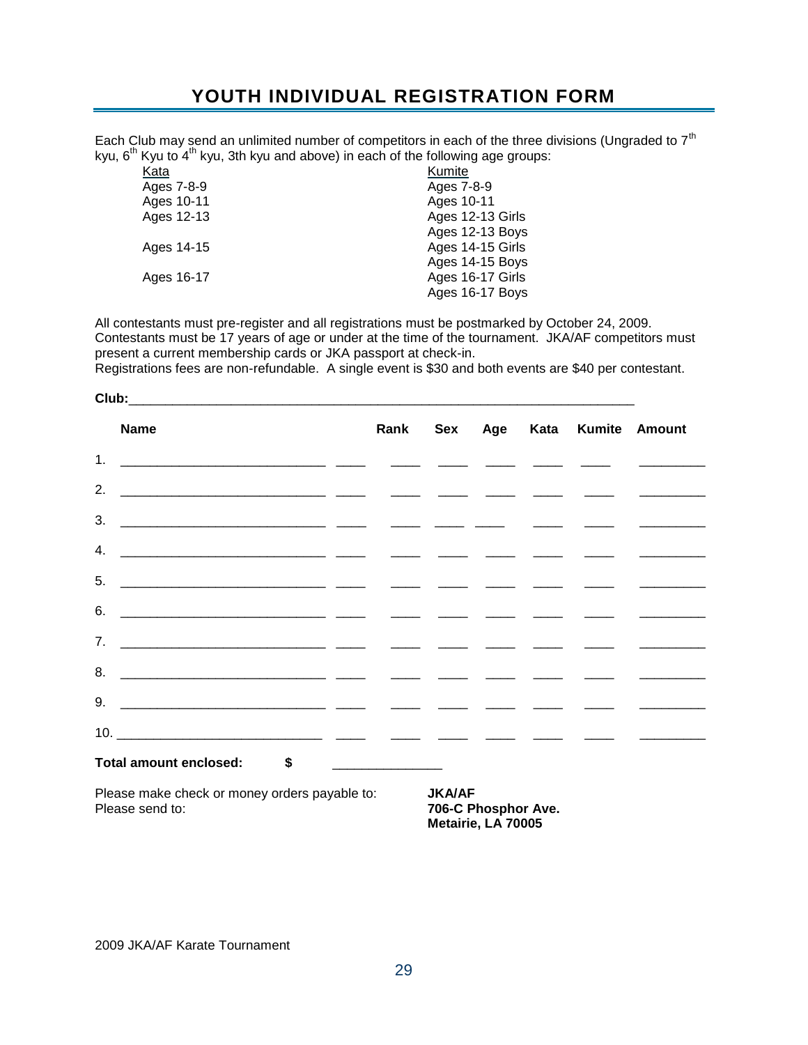# YOUTH INDIVIDUAL REGISTRATION FORM

Each Club may send an unlimited number of competitors in each of the three divisions (Ungraded to 7th kyu, 6th Kyu to 4th kyu, 3th kyu and above) in each of the following age groups:

| Kata | Kumite |
|---|---|
| Ages 7-8-9 | Ages 7-8-9 |
| Ages 10-11 | Ages 10-11 |
| Ages 12-13 | Ages 12-13 Girls |
| | Ages 12-13 Boys |
| Ages 14-15 | Ages 14-15 Girls |
| | Ages 14-15 Boys |
| Ages 16-17 | Ages 16-17 Girls |
| | Ages 16-17 Boys |

All contestants must pre-register and all registrations must be postmarked by October 24, 2009. Contestants must be 17 years of age or under at the time of the tournament. JKA/AF competitors must present a current membership cards or JKA passport at check-in.
Registrations fees are non-refundable. A single event is $30 and both events are $40 per contestant.

**Club:**______________________________________________________________________

| | Name | Rank | Sex | Age | Kata | Kumite | Amount |
|---|---|---|---|---|---|---|---|
| 1. | | | | | | | |
| 2. | | | | | | | |
| 3. | | | | | | | |
| 4. | | | | | | | |
| 5. | | | | | | | |
| 6. | | | | | | | |
| 7. | | | | | | | |
| 8. | | | | | | | |
| 9. | | | | | | | |
| 10. | | | | | | | |

**Total amount enclosed:** **$** _______________

Please make check or money orders payable to: **JKA/AF**
Please send to: **706-C Phosphor Ave.**
**Metairie, LA 70005**

2009 JKA/AF Karate Tournament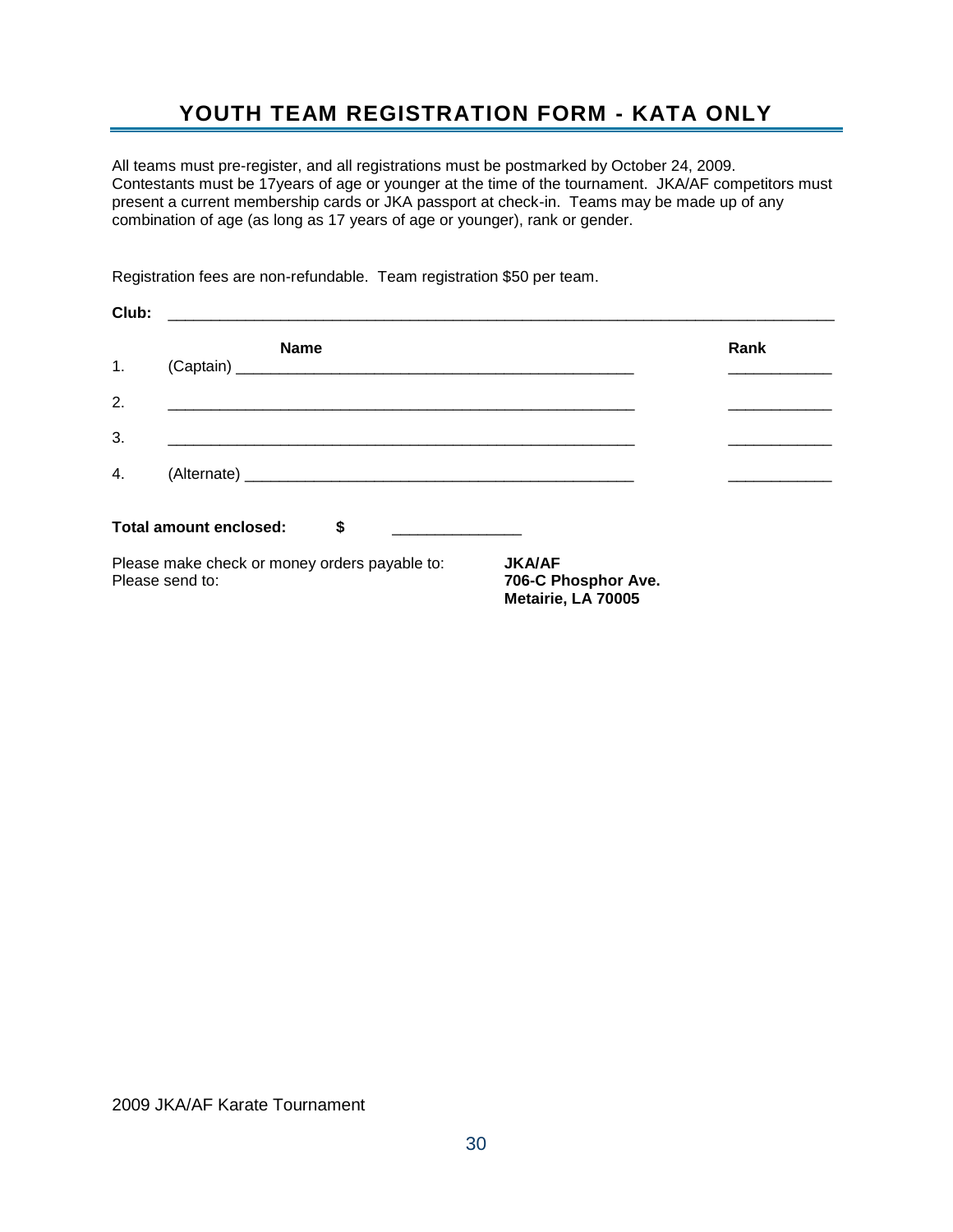# YOUTH TEAM REGISTRATION FORM - KATA ONLY

All teams must pre-register, and all registrations must be postmarked by October 24, 2009. Contestants must be 17years of age or younger at the time of the tournament. JKA/AF competitors must present a current membership cards or JKA passport at check-in. Teams may be made up of any combination of age (as long as 17 years of age or younger), rank or gender.

Registration fees are non-refundable. Team registration $50 per team.

**Club:** ______________________________________________________________________________

| | **Name** | **Rank** |
|---|---|---|
| 1. | (Captain) _______________________________________________ | ____________ |
| 2. | _______________________________________________________ | ____________ |
| 3. | _______________________________________________________ | ____________ |
| 4. | (Alternate) _____________________________________________ | ____________ |

**Total amount enclosed: $** _______________

Please make check or money orders payable to: **JKA/AF**
Please send to: **706-C Phosphor Ave.**
**Metairie, LA 70005**

2009 JKA/AF Karate Tournament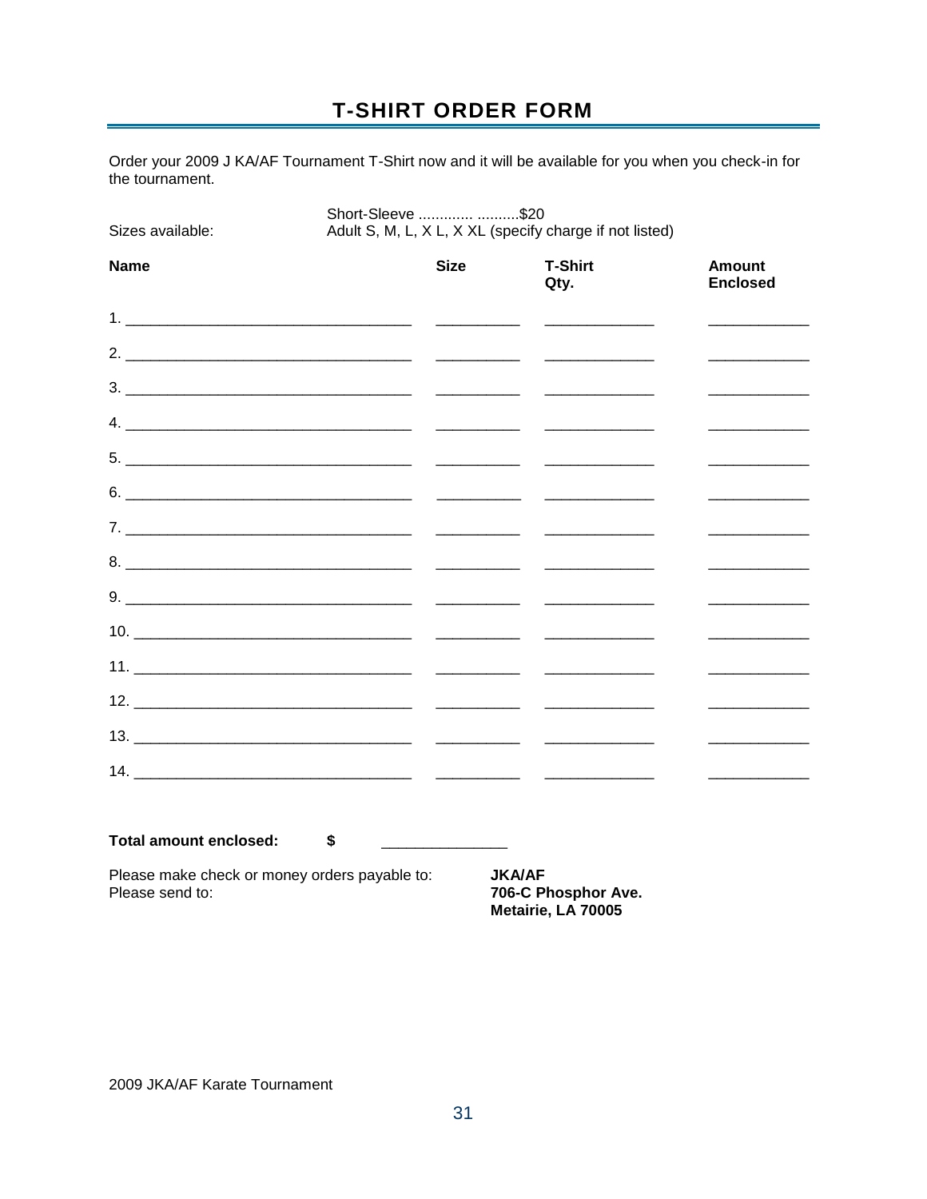# T-SHIRT ORDER FORM

Order your 2009 J KA/AF Tournament T-Shirt now and it will be available for you when you check-in for the tournament.

Sizes available: Short-Sleeve ............. ..........$20
Adult S, M, L, X L, X XL (specify charge if not listed)

| Name | Size | T-Shirt Qty. | Amount Enclosed |
|---|---|---|---|
| 1. ______________________ | ________ | ________ | ________ |
| 2. ______________________ | ________ | ________ | ________ |
| 3. ______________________ | ________ | ________ | ________ |
| 4. ______________________ | ________ | ________ | ________ |
| 5. ______________________ | ________ | ________ | ________ |
| 6. ______________________ | ________ | ________ | ________ |
| 7. ______________________ | ________ | ________ | ________ |
| 8. ______________________ | ________ | ________ | ________ |
| 9. ______________________ | ________ | ________ | ________ |
| 10. ______________________ | ________ | ________ | ________ |
| 11. ______________________ | ________ | ________ | ________ |
| 12. ______________________ | ________ | ________ | ________ |
| 13. ______________________ | ________ | ________ | ________ |
| 14. ______________________ | ________ | ________ | ________ |

**Total amount enclosed:** **$** ______________

Please make check or money orders payable to: **JKA/AF**
Please send to: **706-C Phosphor Ave.**
**Metairie, LA 70005**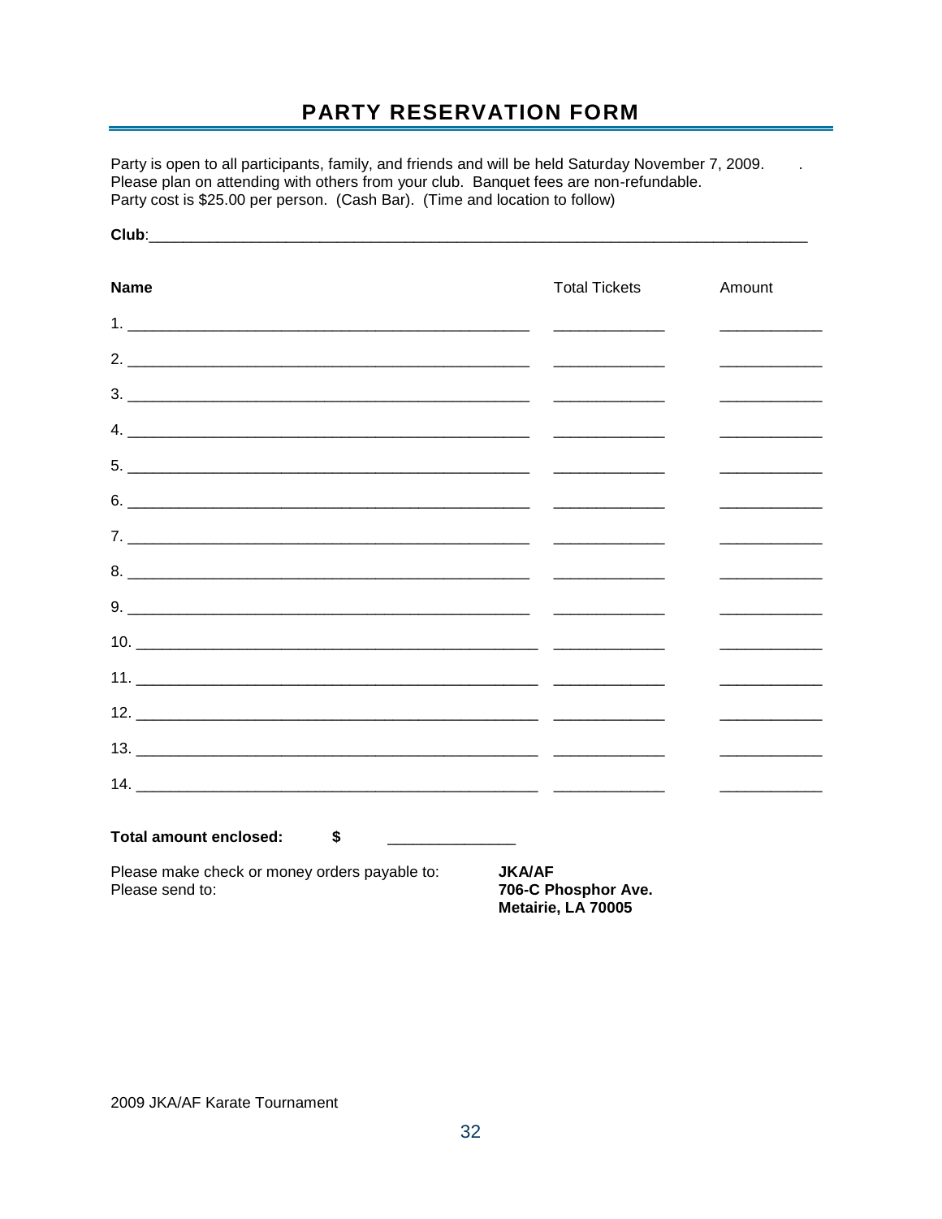# PARTY RESERVATION FORM

Party is open to all participants, family, and friends and will be held Saturday November 7, 2009. .
Please plan on attending with others from your club. Banquet fees are non-refundable.
Party cost is $25.00 per person. (Cash Bar). (Time and location to follow)

**Club**:_______________________________________________

| **Name** | Total Tickets | Amount |
|---|---|---|
| 1. ____________________ | ________ | ________ |
| 2. ____________________ | ________ | ________ |
| 3. ____________________ | ________ | ________ |
| 4. ____________________ | ________ | ________ |
| 5. ____________________ | ________ | ________ |
| 6. ____________________ | ________ | ________ |
| 7. ____________________ | ________ | ________ |
| 8. ____________________ | ________ | ________ |
| 9. ____________________ | ________ | ________ |
| 10. ____________________ | ________ | ________ |
| 11. ____________________ | ________ | ________ |
| 12. ____________________ | ________ | ________ |
| 13. ____________________ | ________ | ________ |
| 14. ____________________ | ________ | ________ |

**Total amount enclosed: $** ____________

Please make check or money orders payable to: **JKA/AF**
Please send to: **706-C Phosphor Ave.**
**Metairie, LA 70005**

2009 JKA/AF Karate Tournament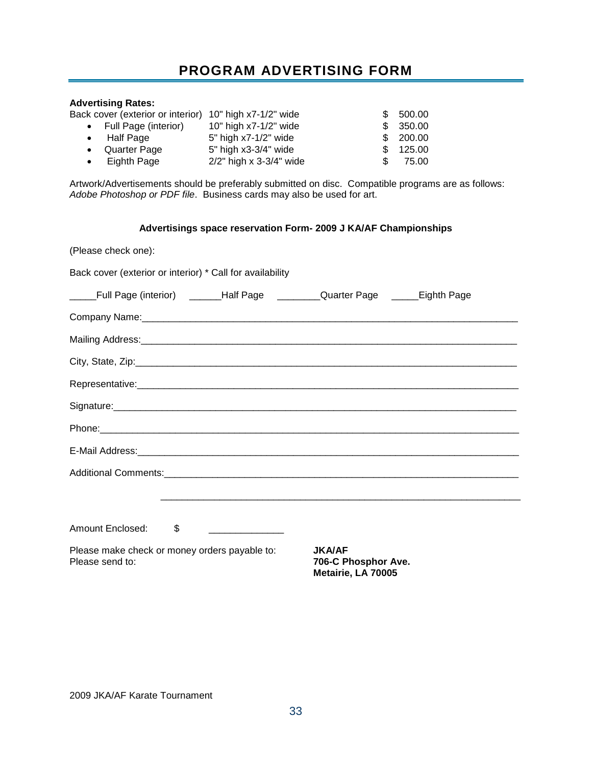# PROGRAM ADVERTISING FORM

**Advertising Rates:**

| | | |
|---|---|---|
| Back cover (exterior or interior) | 10" high x7-1/2" wide | $ 500.00 |
| • Full Page (interior) | 10" high x7-1/2" wide | $ 350.00 |
| • Half Page | 5" high x7-1/2" wide | $ 200.00 |
| • Quarter Page | 5" high x3-3/4" wide | $ 125.00 |
| • Eighth Page | 2/2" high x 3-3/4" wide | $ 75.00 |

Artwork/Advertisements should be preferably submitted on disc. Compatible programs are as follows: *Adobe Photoshop or PDF file*. Business cards may also be used for art.

**Advertisings space reservation Form- 2009 J KA/AF Championships**

(Please check one):

Back cover (exterior or interior) * Call for availability

_____Full Page (interior) ______Half Page ________Quarter Page _____Eighth Page

Company Name:___________________________________________________________________

Mailing Address:__________________________________________________________________

City, State, Zip:__________________________________________________________________

Representative:___________________________________________________________________

Signature:_______________________________________________________________________

Phone:__________________________________________________________________________

E-Mail Address:___________________________________________________________________

Additional Comments:______________________________________________________________

_________________________________________________________________

Amount Enclosed: $ _____________

Please make check or money orders payable to: **JKA/AF**
Please send to: **706-C Phosphor Ave.**
**Metairie, LA 70005**

2009 JKA/AF Karate Tournament